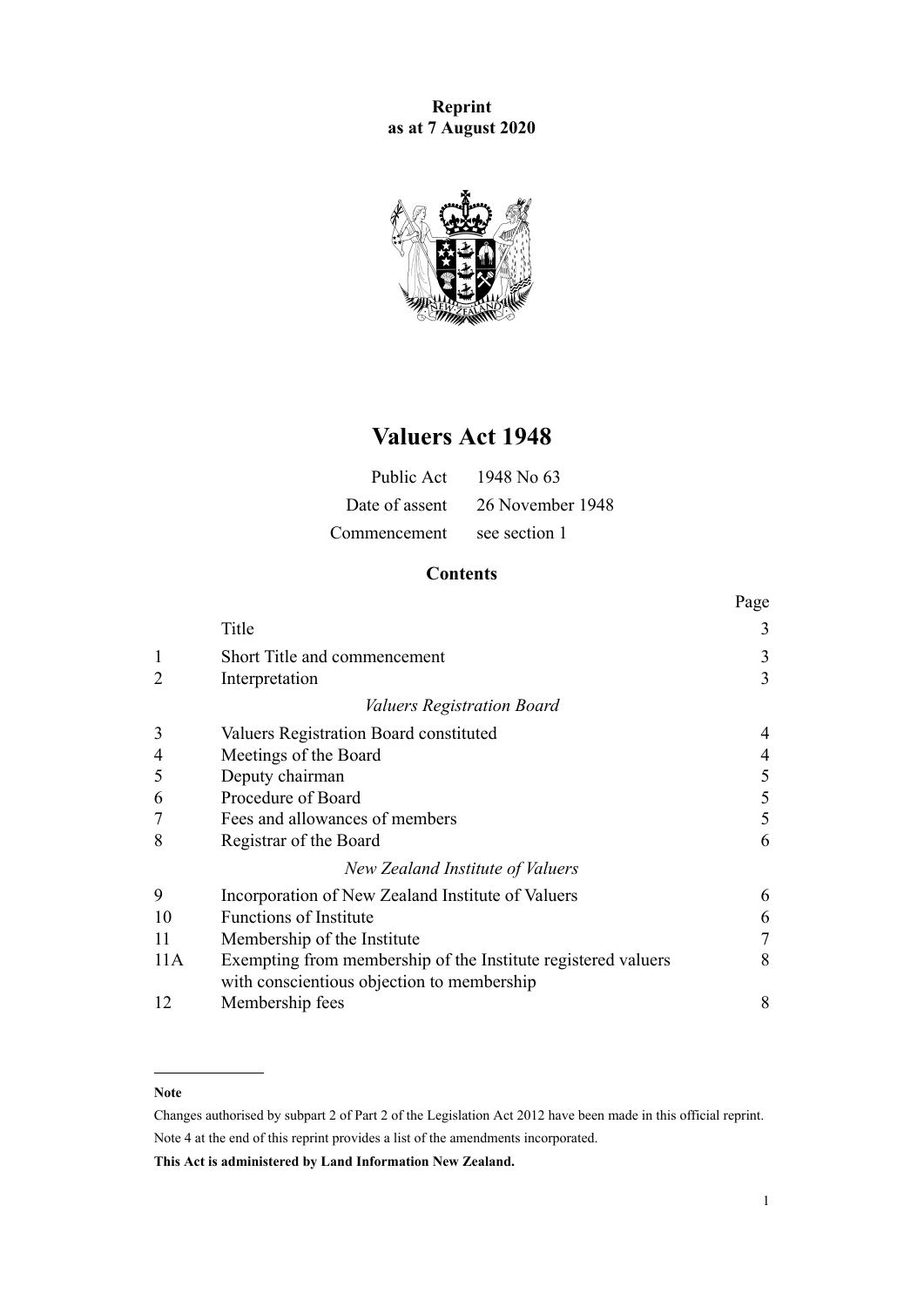**Reprint**
**as at 7 August 2020**

# Valuers Act 1948

| | |
|---|---|
| Public Act | 1948 No 63 |
| Date of assent | 26 November 1948 |
| Commencement | see section 1 |

## Contents

| | | Page |
|---|---|---|
| | Title | 3 |
| 1 | Short Title and commencement | 3 |
| 2 | Interpretation | 3 |
| | *Valuers Registration Board* | |
| 3 | Valuers Registration Board constituted | 4 |
| 4 | Meetings of the Board | 4 |
| 5 | Deputy chairman | 5 |
| 6 | Procedure of Board | 5 |
| 7 | Fees and allowances of members | 5 |
| 8 | Registrar of the Board | 6 |
| | *New Zealand Institute of Valuers* | |
| 9 | Incorporation of New Zealand Institute of Valuers | 6 |
| 10 | Functions of Institute | 6 |
| 11 | Membership of the Institute | 7 |
| 11A | Exempting from membership of the Institute registered valuers with conscientious objection to membership | 8 |
| 12 | Membership fees | 8 |

---

**Note**

Changes authorised by subpart 2 of Part 2 of the Legislation Act 2012 have been made in this official reprint.

Note 4 at the end of this reprint provides a list of the amendments incorporated.

**This Act is administered by Land Information New Zealand.**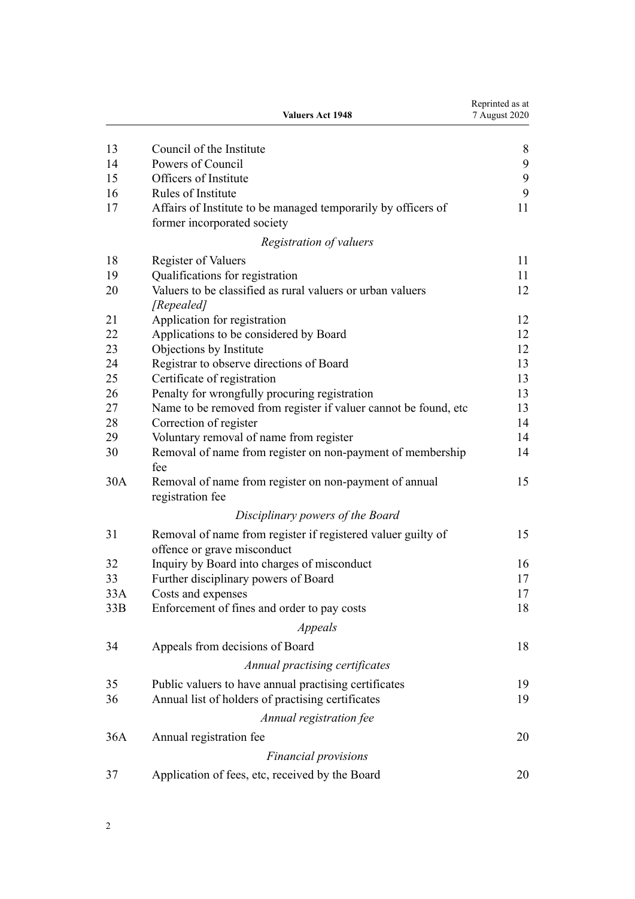| | | |
|---|---|---|
| 13 | Council of the Institute | 8 |
| 14 | Powers of Council | 9 |
| 15 | Officers of Institute | 9 |
| 16 | Rules of Institute | 9 |
| 17 | Affairs of Institute to be managed temporarily by officers of former incorporated society | 11 |
| | *Registration of valuers* | |
| 18 | Register of Valuers | 11 |
| 19 | Qualifications for registration | 11 |
| 20 | Valuers to be classified as rural valuers or urban valuers *[Repealed]* | 12 |
| 21 | Application for registration | 12 |
| 22 | Applications to be considered by Board | 12 |
| 23 | Objections by Institute | 12 |
| 24 | Registrar to observe directions of Board | 13 |
| 25 | Certificate of registration | 13 |
| 26 | Penalty for wrongfully procuring registration | 13 |
| 27 | Name to be removed from register if valuer cannot be found, etc | 13 |
| 28 | Correction of register | 14 |
| 29 | Voluntary removal of name from register | 14 |
| 30 | Removal of name from register on non-payment of membership fee | 14 |
| 30A | Removal of name from register on non-payment of annual registration fee | 15 |
| | *Disciplinary powers of the Board* | |
| 31 | Removal of name from register if registered valuer guilty of offence or grave misconduct | 15 |
| 32 | Inquiry by Board into charges of misconduct | 16 |
| 33 | Further disciplinary powers of Board | 17 |
| 33A | Costs and expenses | 17 |
| 33B | Enforcement of fines and order to pay costs | 18 |
| | *Appeals* | |
| 34 | Appeals from decisions of Board | 18 |
| | *Annual practising certificates* | |
| 35 | Public valuers to have annual practising certificates | 19 |
| 36 | Annual list of holders of practising certificates | 19 |
| | *Annual registration fee* | |
| 36A | Annual registration fee | 20 |
| | *Financial provisions* | |
| 37 | Application of fees, etc, received by the Board | 20 |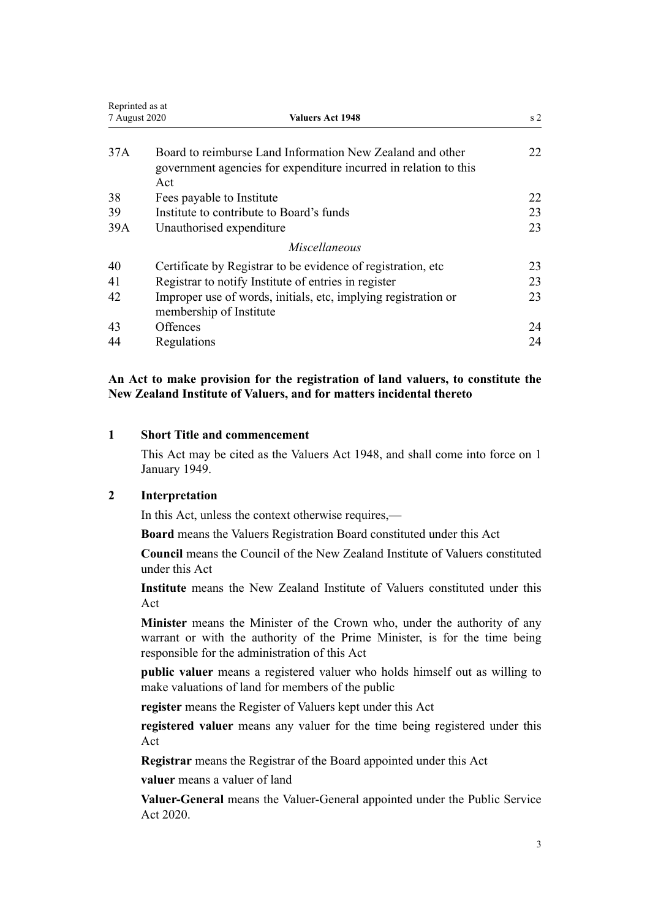| | | |
|---|---|---|
| 37A | Board to reimburse Land Information New Zealand and other government agencies for expenditure incurred in relation to this Act | 22 |
| 38 | Fees payable to Institute | 22 |
| 39 | Institute to contribute to Board's funds | 23 |
| 39A | Unauthorised expenditure | 23 |
| | *Miscellaneous* | |
| 40 | Certificate by Registrar to be evidence of registration, etc | 23 |
| 41 | Registrar to notify Institute of entries in register | 23 |
| 42 | Improper use of words, initials, etc, implying registration or membership of Institute | 23 |
| 43 | Offences | 24 |
| 44 | Regulations | 24 |

**An Act to make provision for the registration of land valuers, to constitute the New Zealand Institute of Valuers, and for matters incidental thereto**

### 1 Short Title and commencement

This Act may be cited as the Valuers Act 1948, and shall come into force on 1 January 1949.

### 2 Interpretation

In this Act, unless the context otherwise requires,—

**Board** means the Valuers Registration Board constituted under this Act

**Council** means the Council of the New Zealand Institute of Valuers constituted under this Act

**Institute** means the New Zealand Institute of Valuers constituted under this Act

**Minister** means the Minister of the Crown who, under the authority of any warrant or with the authority of the Prime Minister, is for the time being responsible for the administration of this Act

**public valuer** means a registered valuer who holds himself out as willing to make valuations of land for members of the public

**register** means the Register of Valuers kept under this Act

**registered valuer** means any valuer for the time being registered under this Act

**Registrar** means the Registrar of the Board appointed under this Act

**valuer** means a valuer of land

**Valuer-General** means the Valuer-General appointed under the Public Service Act 2020.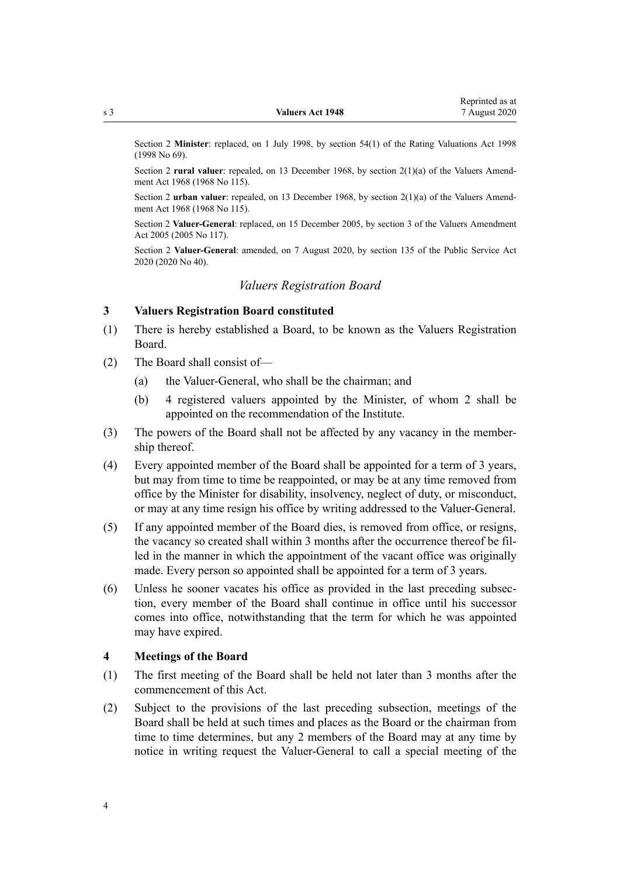Section 2 **Minister**: replaced, on 1 July 1998, by section 54(1) of the Rating Valuations Act 1998 (1998 No 69).

Section 2 **rural valuer**: repealed, on 13 December 1968, by section 2(1)(a) of the Valuers Amendment Act 1968 (1968 No 115).

Section 2 **urban valuer**: repealed, on 13 December 1968, by section 2(1)(a) of the Valuers Amendment Act 1968 (1968 No 115).

Section 2 **Valuer-General**: replaced, on 15 December 2005, by section 3 of the Valuers Amendment Act 2005 (2005 No 117).

Section 2 **Valuer-General**: amended, on 7 August 2020, by section 135 of the Public Service Act 2020 (2020 No 40).

## *Valuers Registration Board*

### 3 Valuers Registration Board constituted

(1) There is hereby established a Board, to be known as the Valuers Registration Board.

(2) The Board shall consist of—

- (a) the Valuer-General, who shall be the chairman; and
- (b) 4 registered valuers appointed by the Minister, of whom 2 shall be appointed on the recommendation of the Institute.

(3) The powers of the Board shall not be affected by any vacancy in the membership thereof.

(4) Every appointed member of the Board shall be appointed for a term of 3 years, but may from time to time be reappointed, or may be at any time removed from office by the Minister for disability, insolvency, neglect of duty, or misconduct, or may at any time resign his office by writing addressed to the Valuer-General.

(5) If any appointed member of the Board dies, is removed from office, or resigns, the vacancy so created shall within 3 months after the occurrence thereof be filled in the manner in which the appointment of the vacant office was originally made. Every person so appointed shall be appointed for a term of 3 years.

(6) Unless he sooner vacates his office as provided in the last preceding subsection, every member of the Board shall continue in office until his successor comes into office, notwithstanding that the term for which he was appointed may have expired.

### 4 Meetings of the Board

(1) The first meeting of the Board shall be held not later than 3 months after the commencement of this Act.

(2) Subject to the provisions of the last preceding subsection, meetings of the Board shall be held at such times and places as the Board or the chairman from time to time determines, but any 2 members of the Board may at any time by notice in writing request the Valuer-General to call a special meeting of the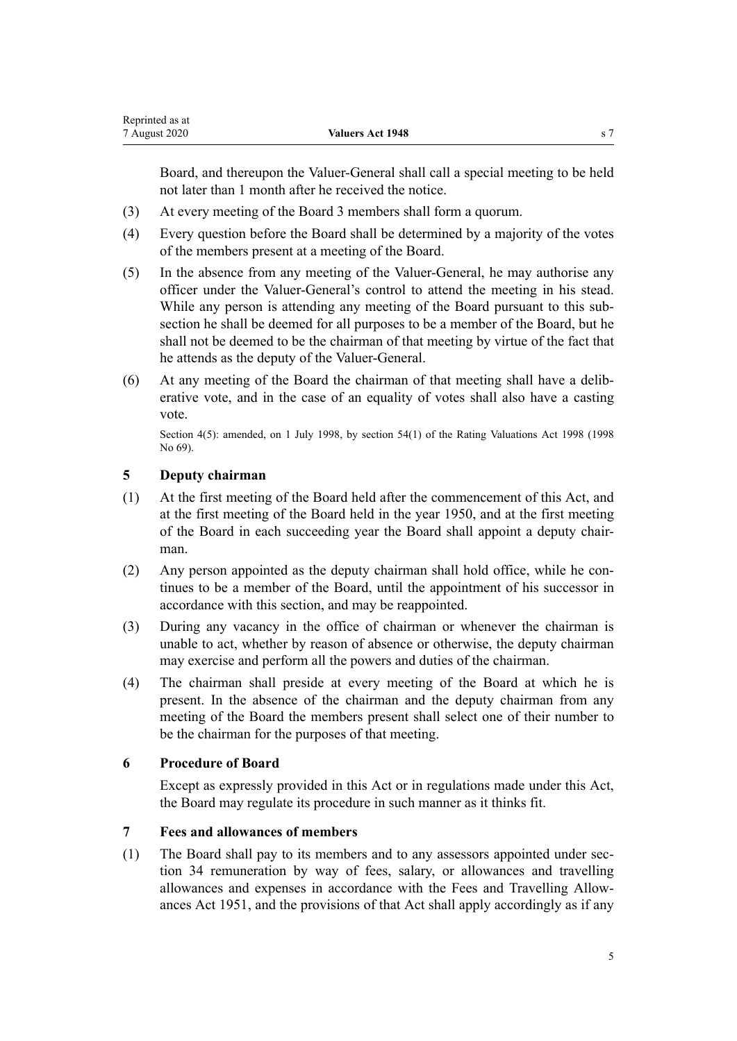Board, and thereupon the Valuer-General shall call a special meeting to be held not later than 1 month after he received the notice.

(3) At every meeting of the Board 3 members shall form a quorum.

(4) Every question before the Board shall be determined by a majority of the votes of the members present at a meeting of the Board.

(5) In the absence from any meeting of the Valuer-General, he may authorise any officer under the Valuer-General's control to attend the meeting in his stead. While any person is attending any meeting of the Board pursuant to this subsection he shall be deemed for all purposes to be a member of the Board, but he shall not be deemed to be the chairman of that meeting by virtue of the fact that he attends as the deputy of the Valuer-General.

(6) At any meeting of the Board the chairman of that meeting shall have a deliberative vote, and in the case of an equality of votes shall also have a casting vote.

Section 4(5): amended, on 1 July 1998, by section 54(1) of the Rating Valuations Act 1998 (1998 No 69).

### 5 Deputy chairman

(1) At the first meeting of the Board held after the commencement of this Act, and at the first meeting of the Board held in the year 1950, and at the first meeting of the Board in each succeeding year the Board shall appoint a deputy chairman.

(2) Any person appointed as the deputy chairman shall hold office, while he continues to be a member of the Board, until the appointment of his successor in accordance with this section, and may be reappointed.

(3) During any vacancy in the office of chairman or whenever the chairman is unable to act, whether by reason of absence or otherwise, the deputy chairman may exercise and perform all the powers and duties of the chairman.

(4) The chairman shall preside at every meeting of the Board at which he is present. In the absence of the chairman and the deputy chairman from any meeting of the Board the members present shall select one of their number to be the chairman for the purposes of that meeting.

### 6 Procedure of Board

Except as expressly provided in this Act or in regulations made under this Act, the Board may regulate its procedure in such manner as it thinks fit.

### 7 Fees and allowances of members

(1) The Board shall pay to its members and to any assessors appointed under section 34 remuneration by way of fees, salary, or allowances and travelling allowances and expenses in accordance with the Fees and Travelling Allowances Act 1951, and the provisions of that Act shall apply accordingly as if any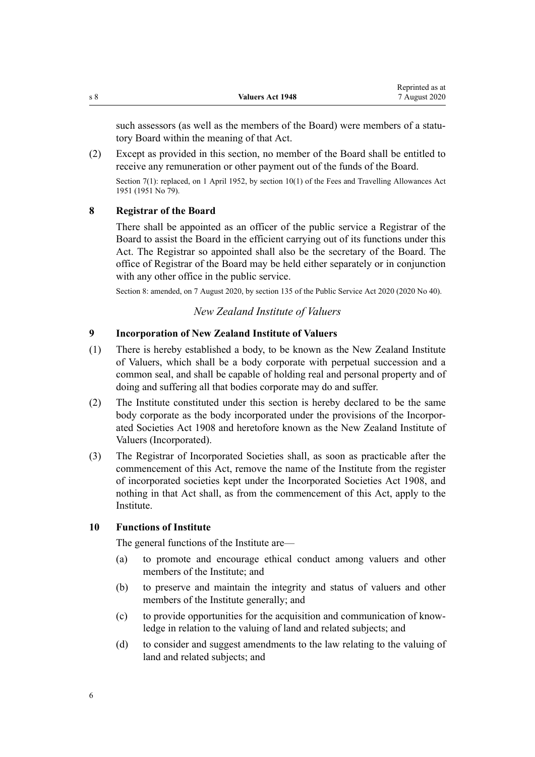such assessors (as well as the members of the Board) were members of a statutory Board within the meaning of that Act.

(2) Except as provided in this section, no member of the Board shall be entitled to receive any remuneration or other payment out of the funds of the Board.

Section 7(1): replaced, on 1 April 1952, by section 10(1) of the Fees and Travelling Allowances Act 1951 (1951 No 79).

### 8 Registrar of the Board

There shall be appointed as an officer of the public service a Registrar of the Board to assist the Board in the efficient carrying out of its functions under this Act. The Registrar so appointed shall also be the secretary of the Board. The office of Registrar of the Board may be held either separately or in conjunction with any other office in the public service.

Section 8: amended, on 7 August 2020, by section 135 of the Public Service Act 2020 (2020 No 40).

## *New Zealand Institute of Valuers*

### 9 Incorporation of New Zealand Institute of Valuers

(1) There is hereby established a body, to be known as the New Zealand Institute of Valuers, which shall be a body corporate with perpetual succession and a common seal, and shall be capable of holding real and personal property and of doing and suffering all that bodies corporate may do and suffer.

(2) The Institute constituted under this section is hereby declared to be the same body corporate as the body incorporated under the provisions of the Incorporated Societies Act 1908 and heretofore known as the New Zealand Institute of Valuers (Incorporated).

(3) The Registrar of Incorporated Societies shall, as soon as practicable after the commencement of this Act, remove the name of the Institute from the register of incorporated societies kept under the Incorporated Societies Act 1908, and nothing in that Act shall, as from the commencement of this Act, apply to the Institute.

### 10 Functions of Institute

The general functions of the Institute are—

(a) to promote and encourage ethical conduct among valuers and other members of the Institute; and

(b) to preserve and maintain the integrity and status of valuers and other members of the Institute generally; and

(c) to provide opportunities for the acquisition and communication of knowledge in relation to the valuing of land and related subjects; and

(d) to consider and suggest amendments to the law relating to the valuing of land and related subjects; and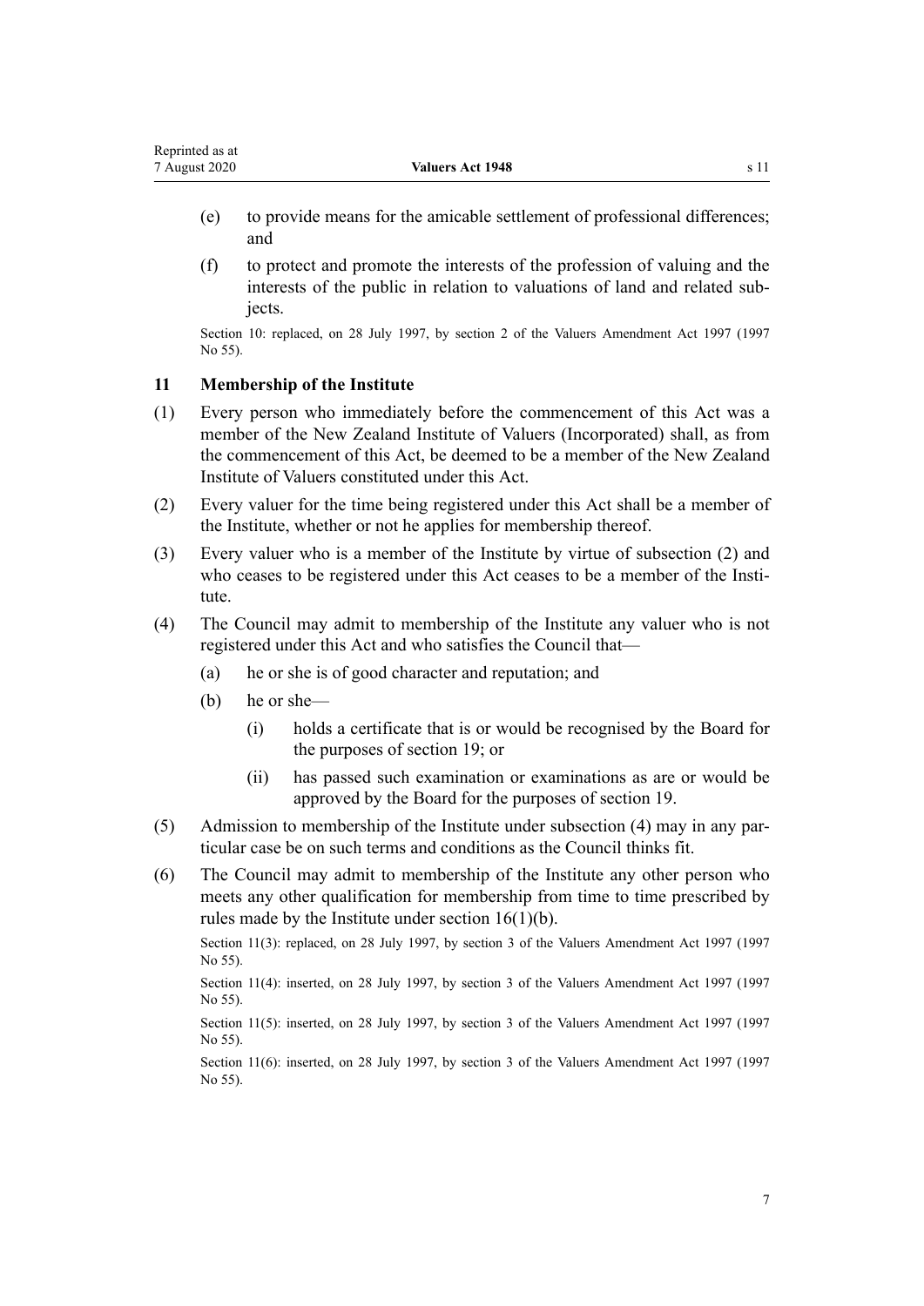(e) to provide means for the amicable settlement of professional differences; and

(f) to protect and promote the interests of the profession of valuing and the interests of the public in relation to valuations of land and related subjects.

Section 10: replaced, on 28 July 1997, by section 2 of the Valuers Amendment Act 1997 (1997 No 55).

### 11 Membership of the Institute

(1) Every person who immediately before the commencement of this Act was a member of the New Zealand Institute of Valuers (Incorporated) shall, as from the commencement of this Act, be deemed to be a member of the New Zealand Institute of Valuers constituted under this Act.

(2) Every valuer for the time being registered under this Act shall be a member of the Institute, whether or not he applies for membership thereof.

(3) Every valuer who is a member of the Institute by virtue of subsection (2) and who ceases to be registered under this Act ceases to be a member of the Institute.

(4) The Council may admit to membership of the Institute any valuer who is not registered under this Act and who satisfies the Council that—

   (a) he or she is of good character and reputation; and

   (b) he or she—

      (i) holds a certificate that is or would be recognised by the Board for the purposes of section 19; or

      (ii) has passed such examination or examinations as are or would be approved by the Board for the purposes of section 19.

(5) Admission to membership of the Institute under subsection (4) may in any particular case be on such terms and conditions as the Council thinks fit.

(6) The Council may admit to membership of the Institute any other person who meets any other qualification for membership from time to time prescribed by rules made by the Institute under section 16(1)(b).

Section 11(3): replaced, on 28 July 1997, by section 3 of the Valuers Amendment Act 1997 (1997 No 55).

Section 11(4): inserted, on 28 July 1997, by section 3 of the Valuers Amendment Act 1997 (1997 No 55).

Section 11(5): inserted, on 28 July 1997, by section 3 of the Valuers Amendment Act 1997 (1997 No 55).

Section 11(6): inserted, on 28 July 1997, by section 3 of the Valuers Amendment Act 1997 (1997 No 55).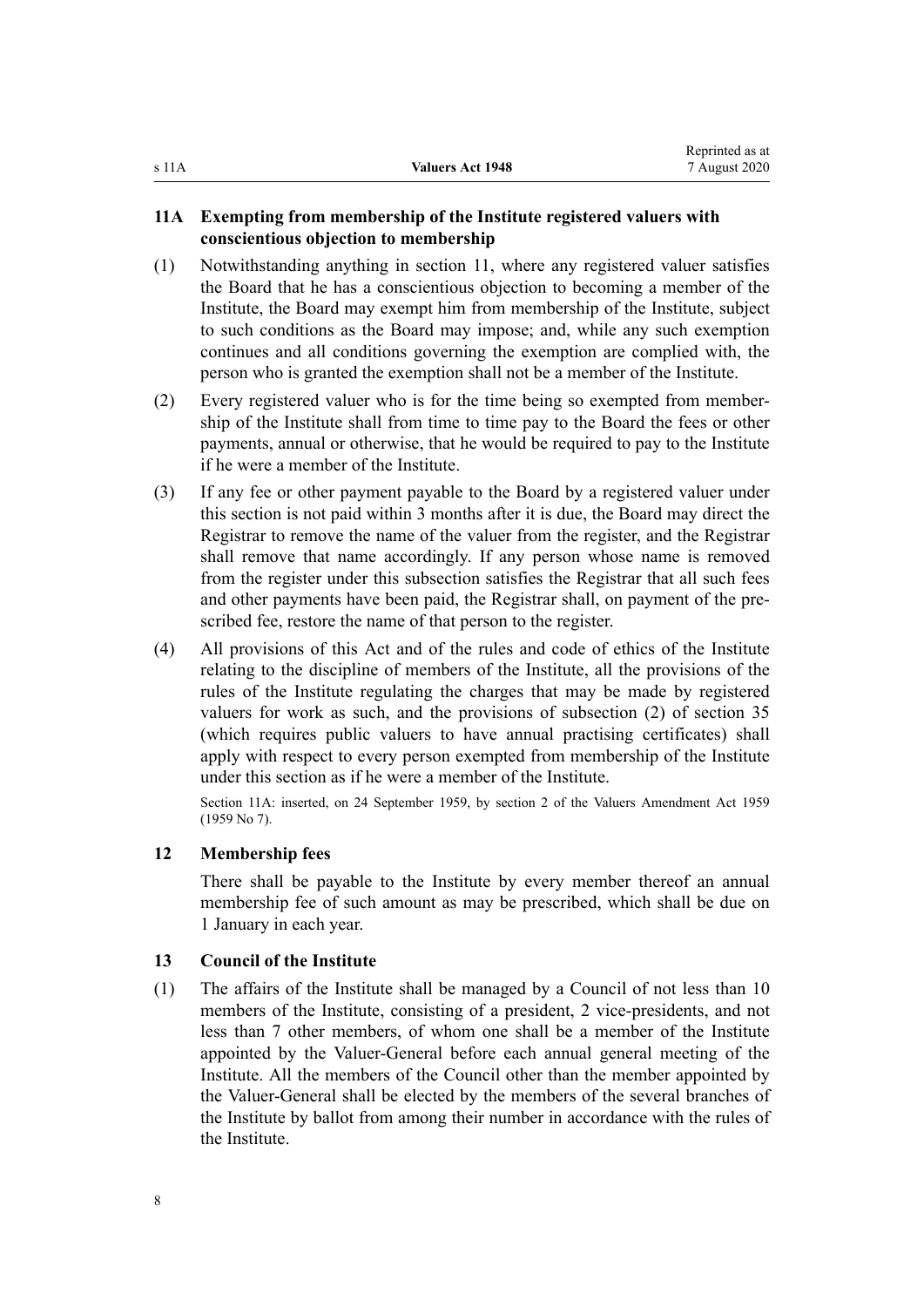## 11A Exempting from membership of the Institute registered valuers with conscientious objection to membership

(1) Notwithstanding anything in section 11, where any registered valuer satisfies the Board that he has a conscientious objection to becoming a member of the Institute, the Board may exempt him from membership of the Institute, subject to such conditions as the Board may impose; and, while any such exemption continues and all conditions governing the exemption are complied with, the person who is granted the exemption shall not be a member of the Institute.

(2) Every registered valuer who is for the time being so exempted from membership of the Institute shall from time to time pay to the Board the fees or other payments, annual or otherwise, that he would be required to pay to the Institute if he were a member of the Institute.

(3) If any fee or other payment payable to the Board by a registered valuer under this section is not paid within 3 months after it is due, the Board may direct the Registrar to remove the name of the valuer from the register, and the Registrar shall remove that name accordingly. If any person whose name is removed from the register under this subsection satisfies the Registrar that all such fees and other payments have been paid, the Registrar shall, on payment of the prescribed fee, restore the name of that person to the register.

(4) All provisions of this Act and of the rules and code of ethics of the Institute relating to the discipline of members of the Institute, all the provisions of the rules of the Institute regulating the charges that may be made by registered valuers for work as such, and the provisions of subsection (2) of section 35 (which requires public valuers to have annual practising certificates) shall apply with respect to every person exempted from membership of the Institute under this section as if he were a member of the Institute.

Section 11A: inserted, on 24 September 1959, by section 2 of the Valuers Amendment Act 1959 (1959 No 7).

## 12 Membership fees

There shall be payable to the Institute by every member thereof an annual membership fee of such amount as may be prescribed, which shall be due on 1 January in each year.

## 13 Council of the Institute

(1) The affairs of the Institute shall be managed by a Council of not less than 10 members of the Institute, consisting of a president, 2 vice-presidents, and not less than 7 other members, of whom one shall be a member of the Institute appointed by the Valuer-General before each annual general meeting of the Institute. All the members of the Council other than the member appointed by the Valuer-General shall be elected by the members of the several branches of the Institute by ballot from among their number in accordance with the rules of the Institute.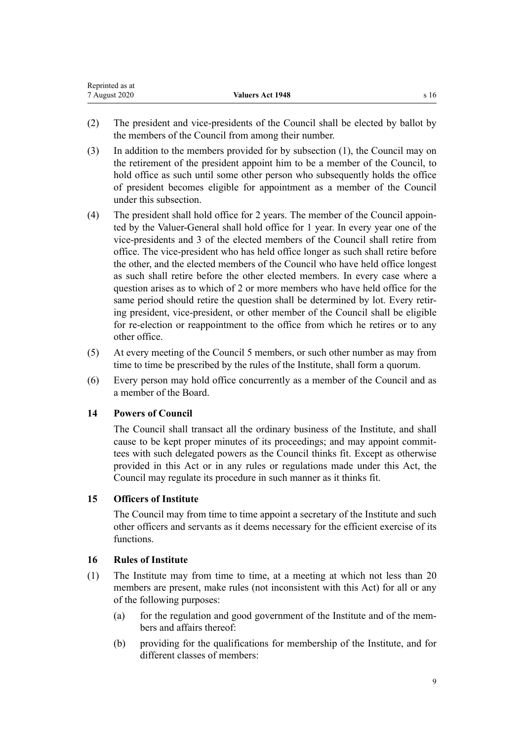(2) The president and vice-presidents of the Council shall be elected by ballot by the members of the Council from among their number.

(3) In addition to the members provided for by subsection (1), the Council may on the retirement of the president appoint him to be a member of the Council, to hold office as such until some other person who subsequently holds the office of president becomes eligible for appointment as a member of the Council under this subsection.

(4) The president shall hold office for 2 years. The member of the Council appointed by the Valuer-General shall hold office for 1 year. In every year one of the vice-presidents and 3 of the elected members of the Council shall retire from office. The vice-president who has held office longer as such shall retire before the other, and the elected members of the Council who have held office longest as such shall retire before the other elected members. In every case where a question arises as to which of 2 or more members who have held office for the same period should retire the question shall be determined by lot. Every retiring president, vice-president, or other member of the Council shall be eligible for re-election or reappointment to the office from which he retires or to any other office.

(5) At every meeting of the Council 5 members, or such other number as may from time to time be prescribed by the rules of the Institute, shall form a quorum.

(6) Every person may hold office concurrently as a member of the Council and as a member of the Board.

### 14 Powers of Council

The Council shall transact all the ordinary business of the Institute, and shall cause to be kept proper minutes of its proceedings; and may appoint committees with such delegated powers as the Council thinks fit. Except as otherwise provided in this Act or in any rules or regulations made under this Act, the Council may regulate its procedure in such manner as it thinks fit.

### 15 Officers of Institute

The Council may from time to time appoint a secretary of the Institute and such other officers and servants as it deems necessary for the efficient exercise of its functions.

### 16 Rules of Institute

(1) The Institute may from time to time, at a meeting at which not less than 20 members are present, make rules (not inconsistent with this Act) for all or any of the following purposes:

- (a) for the regulation and good government of the Institute and of the members and affairs thereof:
- (b) providing for the qualifications for membership of the Institute, and for different classes of members: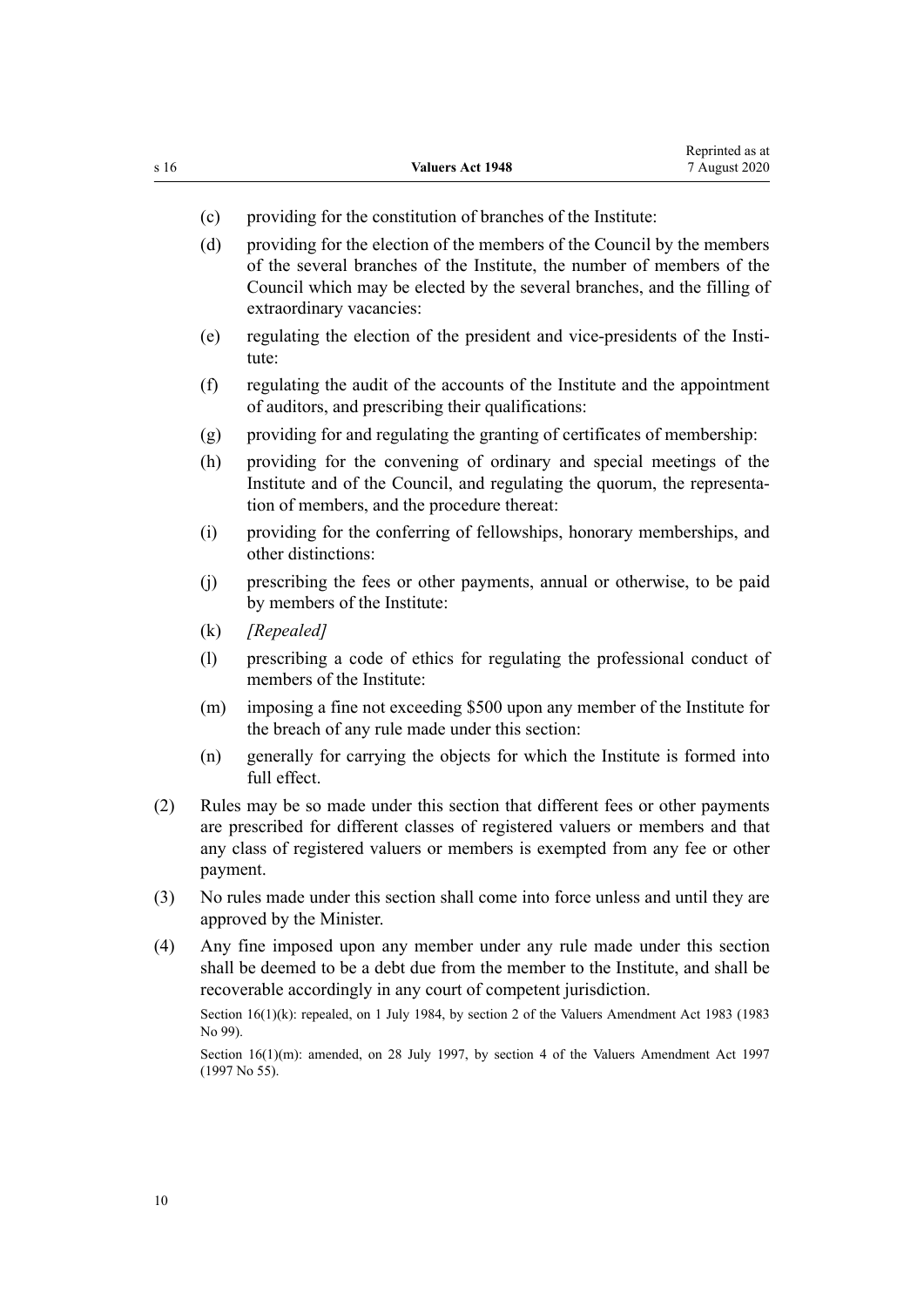(c) providing for the constitution of branches of the Institute:

(d) providing for the election of the members of the Council by the members of the several branches of the Institute, the number of members of the Council which may be elected by the several branches, and the filling of extraordinary vacancies:

(e) regulating the election of the president and vice-presidents of the Institute:

(f) regulating the audit of the accounts of the Institute and the appointment of auditors, and prescribing their qualifications:

(g) providing for and regulating the granting of certificates of membership:

(h) providing for the convening of ordinary and special meetings of the Institute and of the Council, and regulating the quorum, the representation of members, and the procedure thereat:

(i) providing for the conferring of fellowships, honorary memberships, and other distinctions:

(j) prescribing the fees or other payments, annual or otherwise, to be paid by members of the Institute:

(k) *[Repealed]*

(l) prescribing a code of ethics for regulating the professional conduct of members of the Institute:

(m) imposing a fine not exceeding $500 upon any member of the Institute for the breach of any rule made under this section:

(n) generally for carrying the objects for which the Institute is formed into full effect.

(2) Rules may be so made under this section that different fees or other payments are prescribed for different classes of registered valuers or members and that any class of registered valuers or members is exempted from any fee or other payment.

(3) No rules made under this section shall come into force unless and until they are approved by the Minister.

(4) Any fine imposed upon any member under any rule made under this section shall be deemed to be a debt due from the member to the Institute, and shall be recoverable accordingly in any court of competent jurisdiction.

Section 16(1)(k): repealed, on 1 July 1984, by section 2 of the Valuers Amendment Act 1983 (1983 No 99).

Section 16(1)(m): amended, on 28 July 1997, by section 4 of the Valuers Amendment Act 1997 (1997 No 55).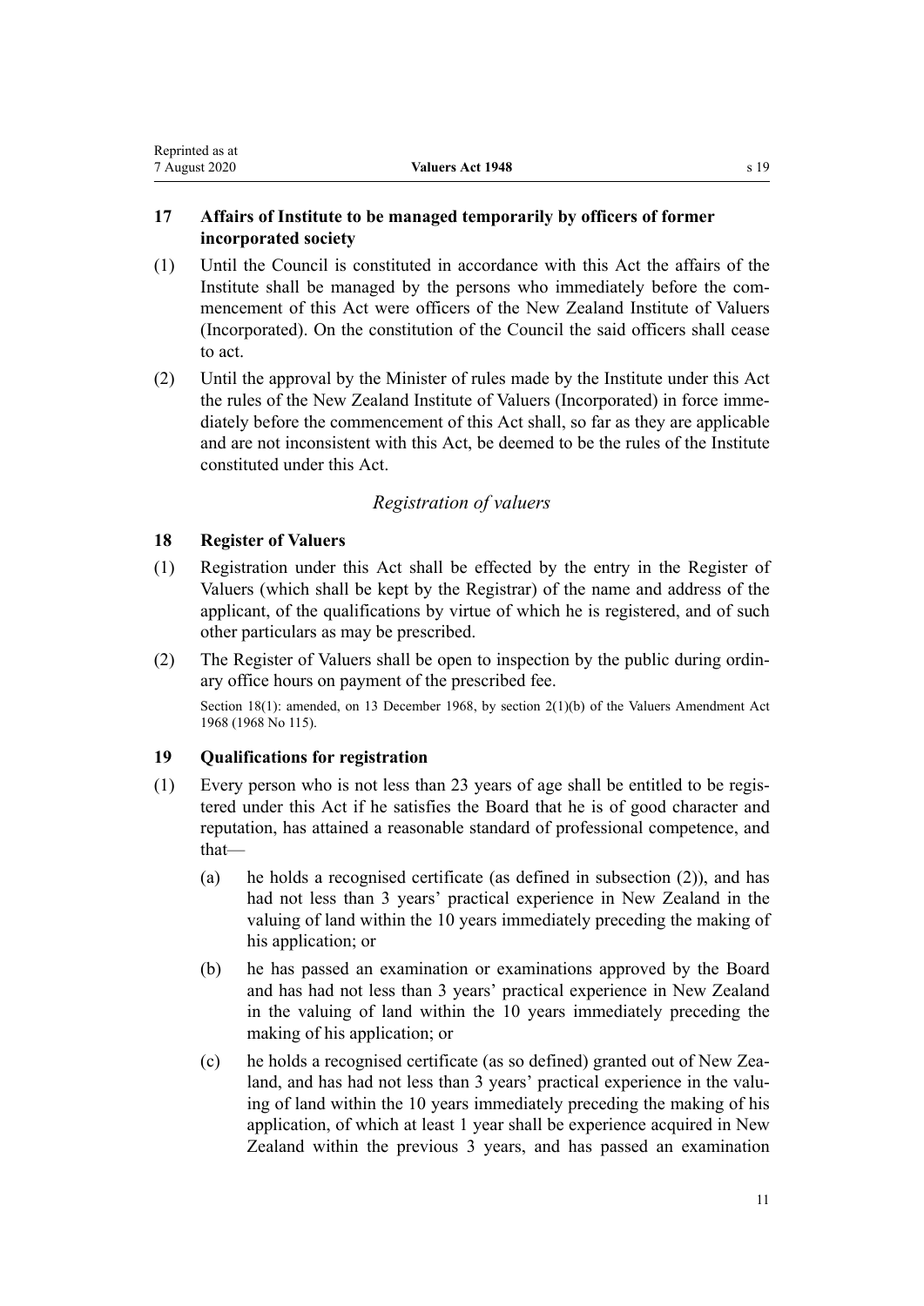## 17 Affairs of Institute to be managed temporarily by officers of former incorporated society

(1) Until the Council is constituted in accordance with this Act the affairs of the Institute shall be managed by the persons who immediately before the commencement of this Act were officers of the New Zealand Institute of Valuers (Incorporated). On the constitution of the Council the said officers shall cease to act.

(2) Until the approval by the Minister of rules made by the Institute under this Act the rules of the New Zealand Institute of Valuers (Incorporated) in force immediately before the commencement of this Act shall, so far as they are applicable and are not inconsistent with this Act, be deemed to be the rules of the Institute constituted under this Act.

### *Registration of valuers*

## 18 Register of Valuers

(1) Registration under this Act shall be effected by the entry in the Register of Valuers (which shall be kept by the Registrar) of the name and address of the applicant, of the qualifications by virtue of which he is registered, and of such other particulars as may be prescribed.

(2) The Register of Valuers shall be open to inspection by the public during ordinary office hours on payment of the prescribed fee.

Section 18(1): amended, on 13 December 1968, by section 2(1)(b) of the Valuers Amendment Act 1968 (1968 No 115).

## 19 Qualifications for registration

(1) Every person who is not less than 23 years of age shall be entitled to be registered under this Act if he satisfies the Board that he is of good character and reputation, has attained a reasonable standard of professional competence, and that—

(a) he holds a recognised certificate (as defined in subsection (2)), and has had not less than 3 years' practical experience in New Zealand in the valuing of land within the 10 years immediately preceding the making of his application; or

(b) he has passed an examination or examinations approved by the Board and has had not less than 3 years' practical experience in New Zealand in the valuing of land within the 10 years immediately preceding the making of his application; or

(c) he holds a recognised certificate (as so defined) granted out of New Zealand, and has had not less than 3 years' practical experience in the valuing of land within the 10 years immediately preceding the making of his application, of which at least 1 year shall be experience acquired in New Zealand within the previous 3 years, and has passed an examination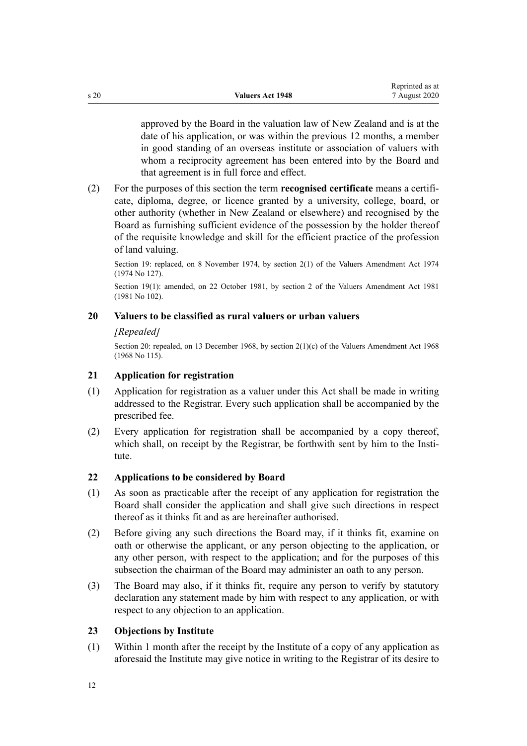approved by the Board in the valuation law of New Zealand and is at the date of his application, or was within the previous 12 months, a member in good standing of an overseas institute or association of valuers with whom a reciprocity agreement has been entered into by the Board and that agreement is in full force and effect.

(2) For the purposes of this section the term **recognised certificate** means a certificate, diploma, degree, or licence granted by a university, college, board, or other authority (whether in New Zealand or elsewhere) and recognised by the Board as furnishing sufficient evidence of the possession by the holder thereof of the requisite knowledge and skill for the efficient practice of the profession of land valuing.

Section 19: replaced, on 8 November 1974, by section 2(1) of the Valuers Amendment Act 1974 (1974 No 127).

Section 19(1): amended, on 22 October 1981, by section 2 of the Valuers Amendment Act 1981 (1981 No 102).

### 20 Valuers to be classified as rural valuers or urban valuers

*[Repealed]*

Section 20: repealed, on 13 December 1968, by section 2(1)(c) of the Valuers Amendment Act 1968 (1968 No 115).

### 21 Application for registration

(1) Application for registration as a valuer under this Act shall be made in writing addressed to the Registrar. Every such application shall be accompanied by the prescribed fee.

(2) Every application for registration shall be accompanied by a copy thereof, which shall, on receipt by the Registrar, be forthwith sent by him to the Institute.

### 22 Applications to be considered by Board

(1) As soon as practicable after the receipt of any application for registration the Board shall consider the application and shall give such directions in respect thereof as it thinks fit and as are hereinafter authorised.

(2) Before giving any such directions the Board may, if it thinks fit, examine on oath or otherwise the applicant, or any person objecting to the application, or any other person, with respect to the application; and for the purposes of this subsection the chairman of the Board may administer an oath to any person.

(3) The Board may also, if it thinks fit, require any person to verify by statutory declaration any statement made by him with respect to any application, or with respect to any objection to an application.

### 23 Objections by Institute

(1) Within 1 month after the receipt by the Institute of a copy of any application as aforesaid the Institute may give notice in writing to the Registrar of its desire to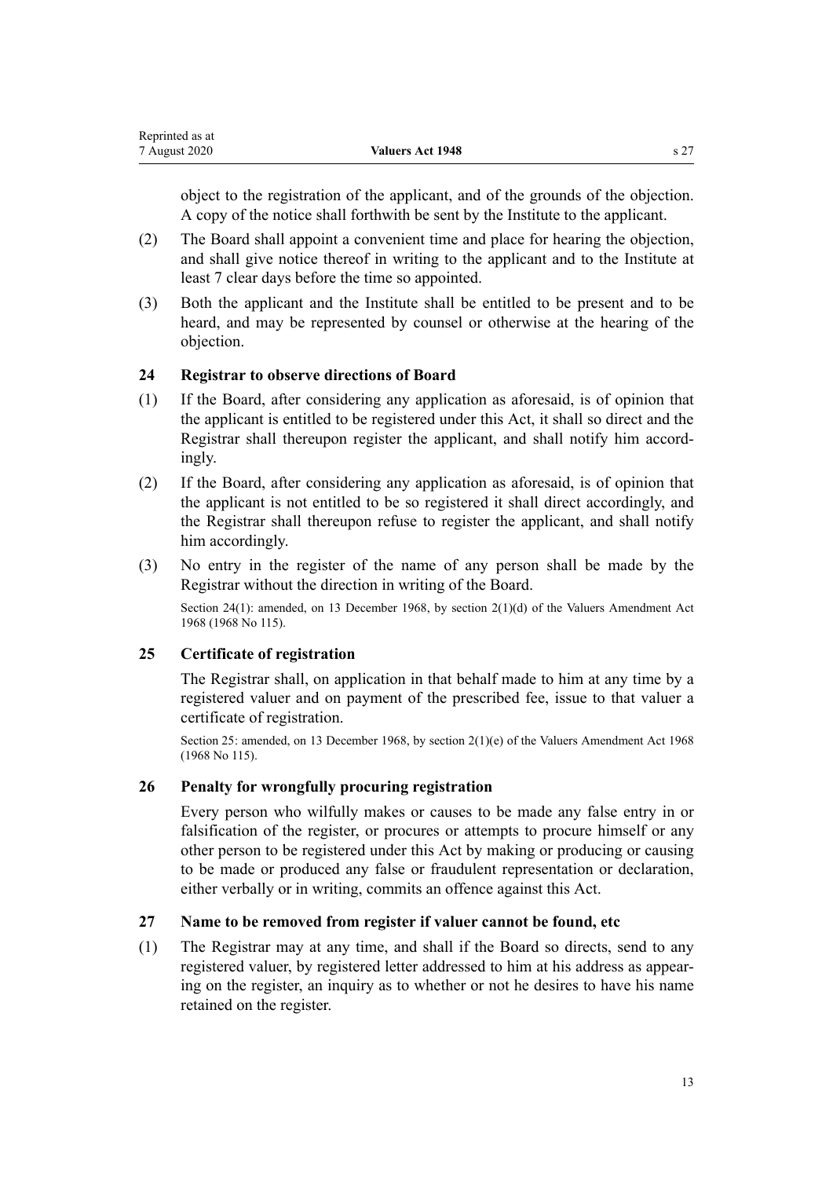object to the registration of the applicant, and of the grounds of the objection. A copy of the notice shall forthwith be sent by the Institute to the applicant.

(2) The Board shall appoint a convenient time and place for hearing the objection, and shall give notice thereof in writing to the applicant and to the Institute at least 7 clear days before the time so appointed.

(3) Both the applicant and the Institute shall be entitled to be present and to be heard, and may be represented by counsel or otherwise at the hearing of the objection.

### 24 Registrar to observe directions of Board

(1) If the Board, after considering any application as aforesaid, is of opinion that the applicant is entitled to be registered under this Act, it shall so direct and the Registrar shall thereupon register the applicant, and shall notify him accordingly.

(2) If the Board, after considering any application as aforesaid, is of opinion that the applicant is not entitled to be so registered it shall direct accordingly, and the Registrar shall thereupon refuse to register the applicant, and shall notify him accordingly.

(3) No entry in the register of the name of any person shall be made by the Registrar without the direction in writing of the Board.

Section 24(1): amended, on 13 December 1968, by section 2(1)(d) of the Valuers Amendment Act 1968 (1968 No 115).

### 25 Certificate of registration

The Registrar shall, on application in that behalf made to him at any time by a registered valuer and on payment of the prescribed fee, issue to that valuer a certificate of registration.

Section 25: amended, on 13 December 1968, by section 2(1)(e) of the Valuers Amendment Act 1968 (1968 No 115).

### 26 Penalty for wrongfully procuring registration

Every person who wilfully makes or causes to be made any false entry in or falsification of the register, or procures or attempts to procure himself or any other person to be registered under this Act by making or producing or causing to be made or produced any false or fraudulent representation or declaration, either verbally or in writing, commits an offence against this Act.

### 27 Name to be removed from register if valuer cannot be found, etc

(1) The Registrar may at any time, and shall if the Board so directs, send to any registered valuer, by registered letter addressed to him at his address as appearing on the register, an inquiry as to whether or not he desires to have his name retained on the register.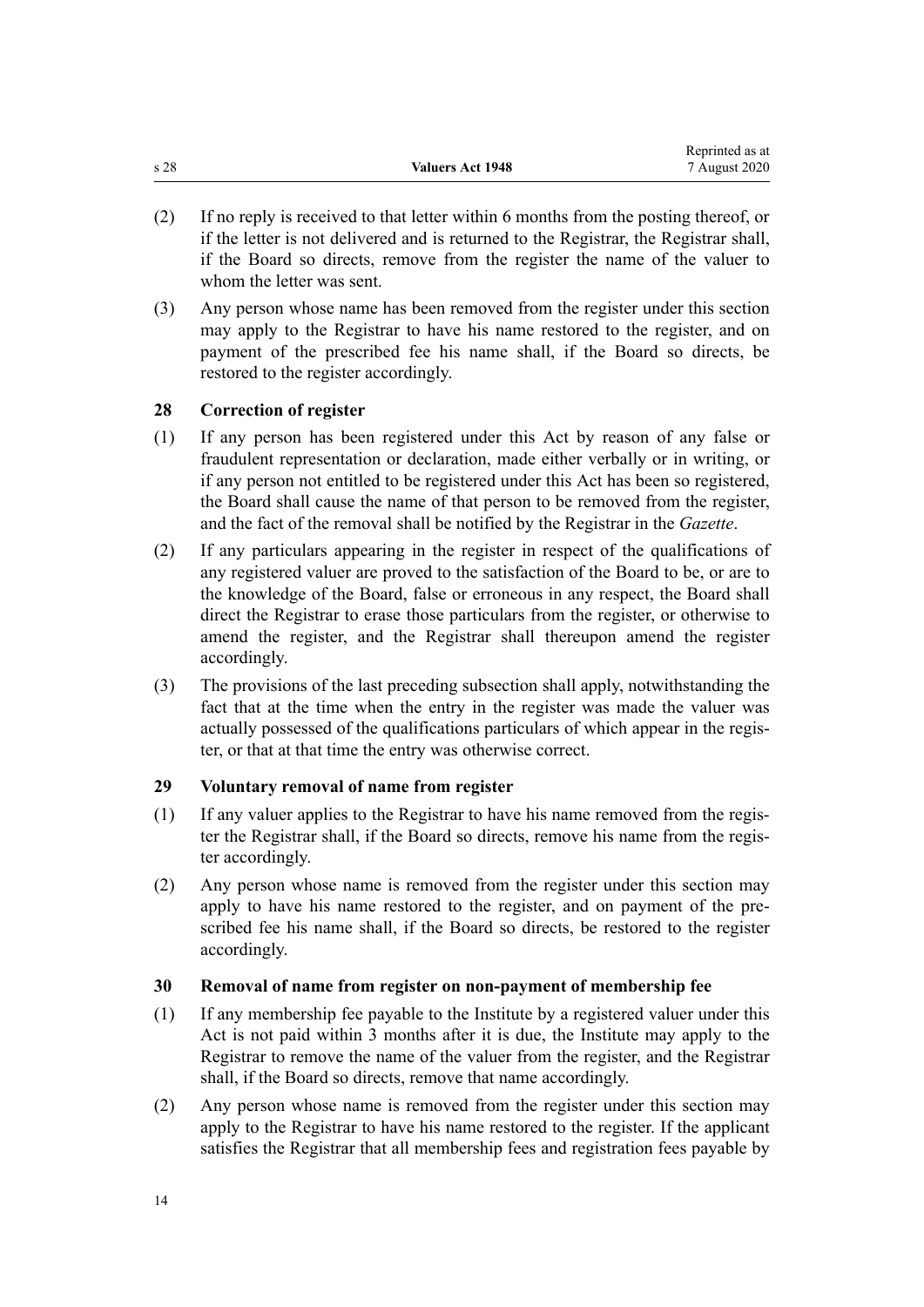(2) If no reply is received to that letter within 6 months from the posting thereof, or if the letter is not delivered and is returned to the Registrar, the Registrar shall, if the Board so directs, remove from the register the name of the valuer to whom the letter was sent.

(3) Any person whose name has been removed from the register under this section may apply to the Registrar to have his name restored to the register, and on payment of the prescribed fee his name shall, if the Board so directs, be restored to the register accordingly.

### 28 Correction of register

(1) If any person has been registered under this Act by reason of any false or fraudulent representation or declaration, made either verbally or in writing, or if any person not entitled to be registered under this Act has been so registered, the Board shall cause the name of that person to be removed from the register, and the fact of the removal shall be notified by the Registrar in the *Gazette*.

(2) If any particulars appearing in the register in respect of the qualifications of any registered valuer are proved to the satisfaction of the Board to be, or are to the knowledge of the Board, false or erroneous in any respect, the Board shall direct the Registrar to erase those particulars from the register, or otherwise to amend the register, and the Registrar shall thereupon amend the register accordingly.

(3) The provisions of the last preceding subsection shall apply, notwithstanding the fact that at the time when the entry in the register was made the valuer was actually possessed of the qualifications particulars of which appear in the register, or that at that time the entry was otherwise correct.

### 29 Voluntary removal of name from register

(1) If any valuer applies to the Registrar to have his name removed from the register the Registrar shall, if the Board so directs, remove his name from the register accordingly.

(2) Any person whose name is removed from the register under this section may apply to have his name restored to the register, and on payment of the prescribed fee his name shall, if the Board so directs, be restored to the register accordingly.

### 30 Removal of name from register on non-payment of membership fee

(1) If any membership fee payable to the Institute by a registered valuer under this Act is not paid within 3 months after it is due, the Institute may apply to the Registrar to remove the name of the valuer from the register, and the Registrar shall, if the Board so directs, remove that name accordingly.

(2) Any person whose name is removed from the register under this section may apply to the Registrar to have his name restored to the register. If the applicant satisfies the Registrar that all membership fees and registration fees payable by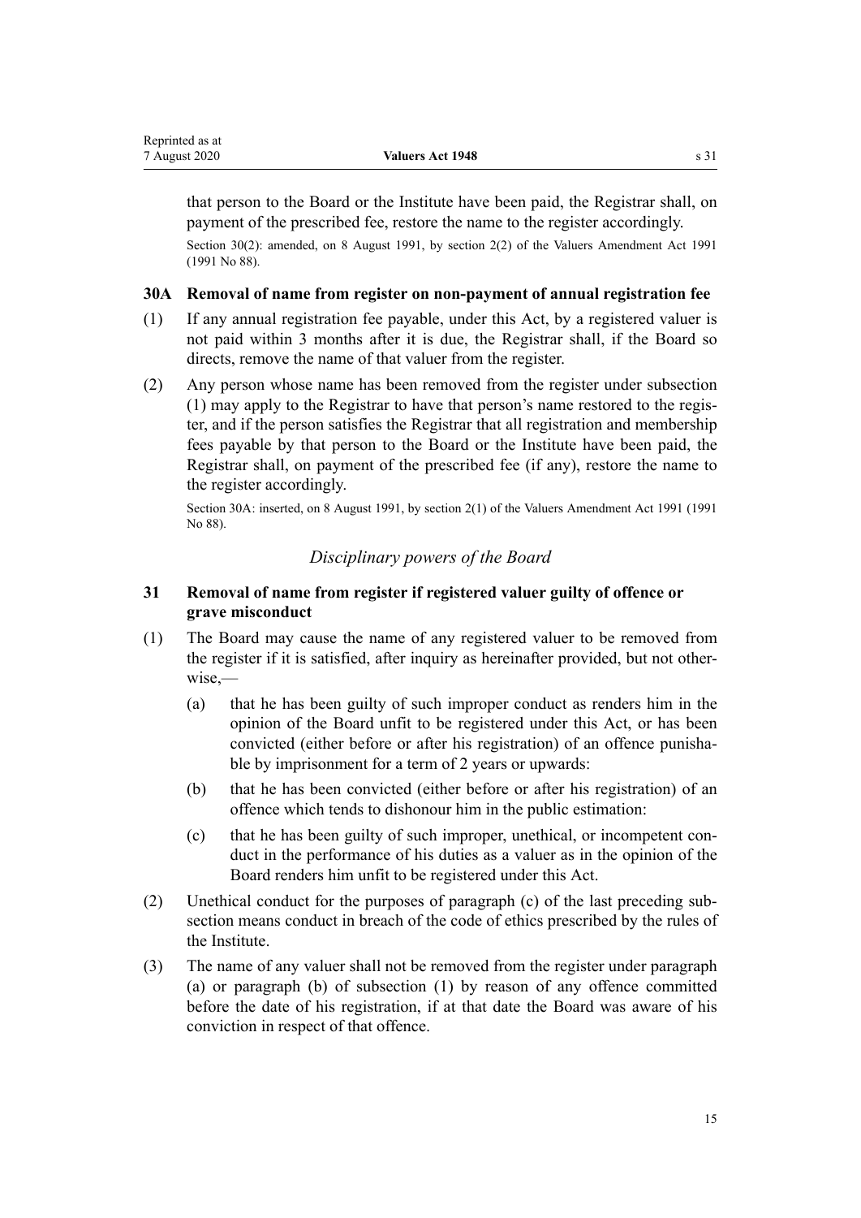that person to the Board or the Institute have been paid, the Registrar shall, on payment of the prescribed fee, restore the name to the register accordingly.

Section 30(2): amended, on 8 August 1991, by section 2(2) of the Valuers Amendment Act 1991 (1991 No 88).

### 30A Removal of name from register on non-payment of annual registration fee

(1) If any annual registration fee payable, under this Act, by a registered valuer is not paid within 3 months after it is due, the Registrar shall, if the Board so directs, remove the name of that valuer from the register.

(2) Any person whose name has been removed from the register under subsection (1) may apply to the Registrar to have that person's name restored to the register, and if the person satisfies the Registrar that all registration and membership fees payable by that person to the Board or the Institute have been paid, the Registrar shall, on payment of the prescribed fee (if any), restore the name to the register accordingly.

Section 30A: inserted, on 8 August 1991, by section 2(1) of the Valuers Amendment Act 1991 (1991 No 88).

## *Disciplinary powers of the Board*

### 31 Removal of name from register if registered valuer guilty of offence or grave misconduct

(1) The Board may cause the name of any registered valuer to be removed from the register if it is satisfied, after inquiry as hereinafter provided, but not otherwise,—

  (a) that he has been guilty of such improper conduct as renders him in the opinion of the Board unfit to be registered under this Act, or has been convicted (either before or after his registration) of an offence punishable by imprisonment for a term of 2 years or upwards:

  (b) that he has been convicted (either before or after his registration) of an offence which tends to dishonour him in the public estimation:

  (c) that he has been guilty of such improper, unethical, or incompetent conduct in the performance of his duties as a valuer as in the opinion of the Board renders him unfit to be registered under this Act.

(2) Unethical conduct for the purposes of paragraph (c) of the last preceding subsection means conduct in breach of the code of ethics prescribed by the rules of the Institute.

(3) The name of any valuer shall not be removed from the register under paragraph (a) or paragraph (b) of subsection (1) by reason of any offence committed before the date of his registration, if at that date the Board was aware of his conviction in respect of that offence.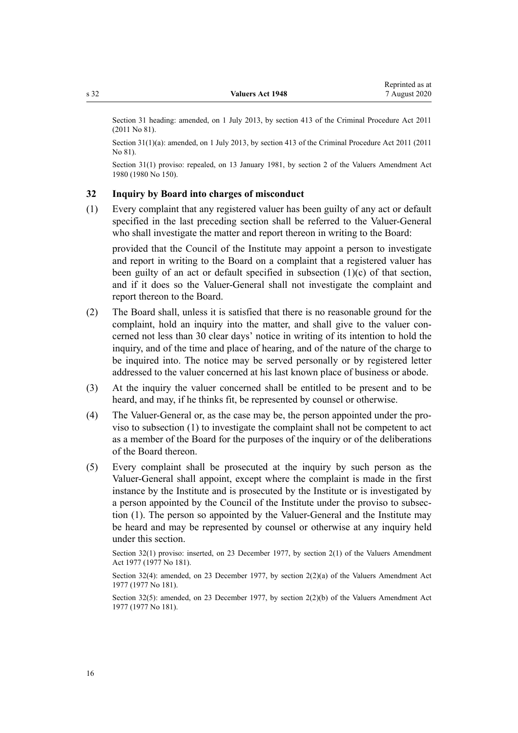Section 31 heading: amended, on 1 July 2013, by section 413 of the Criminal Procedure Act 2011 (2011 No 81).

Section 31(1)(a): amended, on 1 July 2013, by section 413 of the Criminal Procedure Act 2011 (2011 No 81).

Section 31(1) proviso: repealed, on 13 January 1981, by section 2 of the Valuers Amendment Act 1980 (1980 No 150).

## 32 Inquiry by Board into charges of misconduct

(1) Every complaint that any registered valuer has been guilty of any act or default specified in the last preceding section shall be referred to the Valuer-General who shall investigate the matter and report thereon in writing to the Board:

provided that the Council of the Institute may appoint a person to investigate and report in writing to the Board on a complaint that a registered valuer has been guilty of an act or default specified in subsection (1)(c) of that section, and if it does so the Valuer-General shall not investigate the complaint and report thereon to the Board.

(2) The Board shall, unless it is satisfied that there is no reasonable ground for the complaint, hold an inquiry into the matter, and shall give to the valuer concerned not less than 30 clear days' notice in writing of its intention to hold the inquiry, and of the time and place of hearing, and of the nature of the charge to be inquired into. The notice may be served personally or by registered letter addressed to the valuer concerned at his last known place of business or abode.

(3) At the inquiry the valuer concerned shall be entitled to be present and to be heard, and may, if he thinks fit, be represented by counsel or otherwise.

(4) The Valuer-General or, as the case may be, the person appointed under the proviso to subsection (1) to investigate the complaint shall not be competent to act as a member of the Board for the purposes of the inquiry or of the deliberations of the Board thereon.

(5) Every complaint shall be prosecuted at the inquiry by such person as the Valuer-General shall appoint, except where the complaint is made in the first instance by the Institute and is prosecuted by the Institute or is investigated by a person appointed by the Council of the Institute under the proviso to subsection (1). The person so appointed by the Valuer-General and the Institute may be heard and may be represented by counsel or otherwise at any inquiry held under this section.

Section 32(1) proviso: inserted, on 23 December 1977, by section 2(1) of the Valuers Amendment Act 1977 (1977 No 181).

Section 32(4): amended, on 23 December 1977, by section 2(2)(a) of the Valuers Amendment Act 1977 (1977 No 181).

Section 32(5): amended, on 23 December 1977, by section 2(2)(b) of the Valuers Amendment Act 1977 (1977 No 181).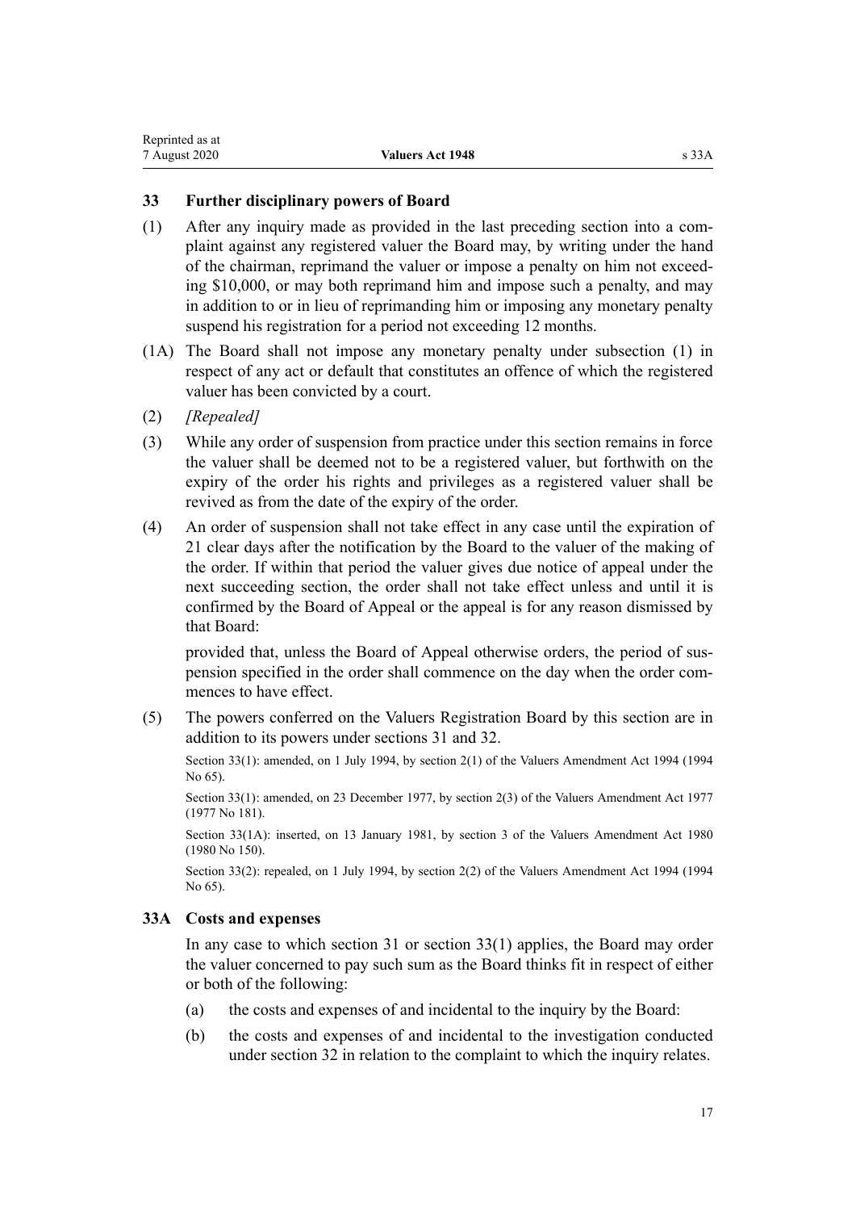### 33 Further disciplinary powers of Board

(1) After any inquiry made as provided in the last preceding section into a complaint against any registered valuer the Board may, by writing under the hand of the chairman, reprimand the valuer or impose a penalty on him not exceeding $10,000, or may both reprimand him and impose such a penalty, and may in addition to or in lieu of reprimanding him or imposing any monetary penalty suspend his registration for a period not exceeding 12 months.

(1A) The Board shall not impose any monetary penalty under subsection (1) in respect of any act or default that constitutes an offence of which the registered valuer has been convicted by a court.

(2) *[Repealed]*

(3) While any order of suspension from practice under this section remains in force the valuer shall be deemed not to be a registered valuer, but forthwith on the expiry of the order his rights and privileges as a registered valuer shall be revived as from the date of the expiry of the order.

(4) An order of suspension shall not take effect in any case until the expiration of 21 clear days after the notification by the Board to the valuer of the making of the order. If within that period the valuer gives due notice of appeal under the next succeeding section, the order shall not take effect unless and until it is confirmed by the Board of Appeal or the appeal is for any reason dismissed by that Board:

provided that, unless the Board of Appeal otherwise orders, the period of suspension specified in the order shall commence on the day when the order commences to have effect.

(5) The powers conferred on the Valuers Registration Board by this section are in addition to its powers under sections 31 and 32.

Section 33(1): amended, on 1 July 1994, by section 2(1) of the Valuers Amendment Act 1994 (1994 No 65).

Section 33(1): amended, on 23 December 1977, by section 2(3) of the Valuers Amendment Act 1977 (1977 No 181).

Section 33(1A): inserted, on 13 January 1981, by section 3 of the Valuers Amendment Act 1980 (1980 No 150).

Section 33(2): repealed, on 1 July 1994, by section 2(2) of the Valuers Amendment Act 1994 (1994 No 65).

### 33A Costs and expenses

In any case to which section 31 or section 33(1) applies, the Board may order the valuer concerned to pay such sum as the Board thinks fit in respect of either or both of the following:

(a) the costs and expenses of and incidental to the inquiry by the Board:

(b) the costs and expenses of and incidental to the investigation conducted under section 32 in relation to the complaint to which the inquiry relates.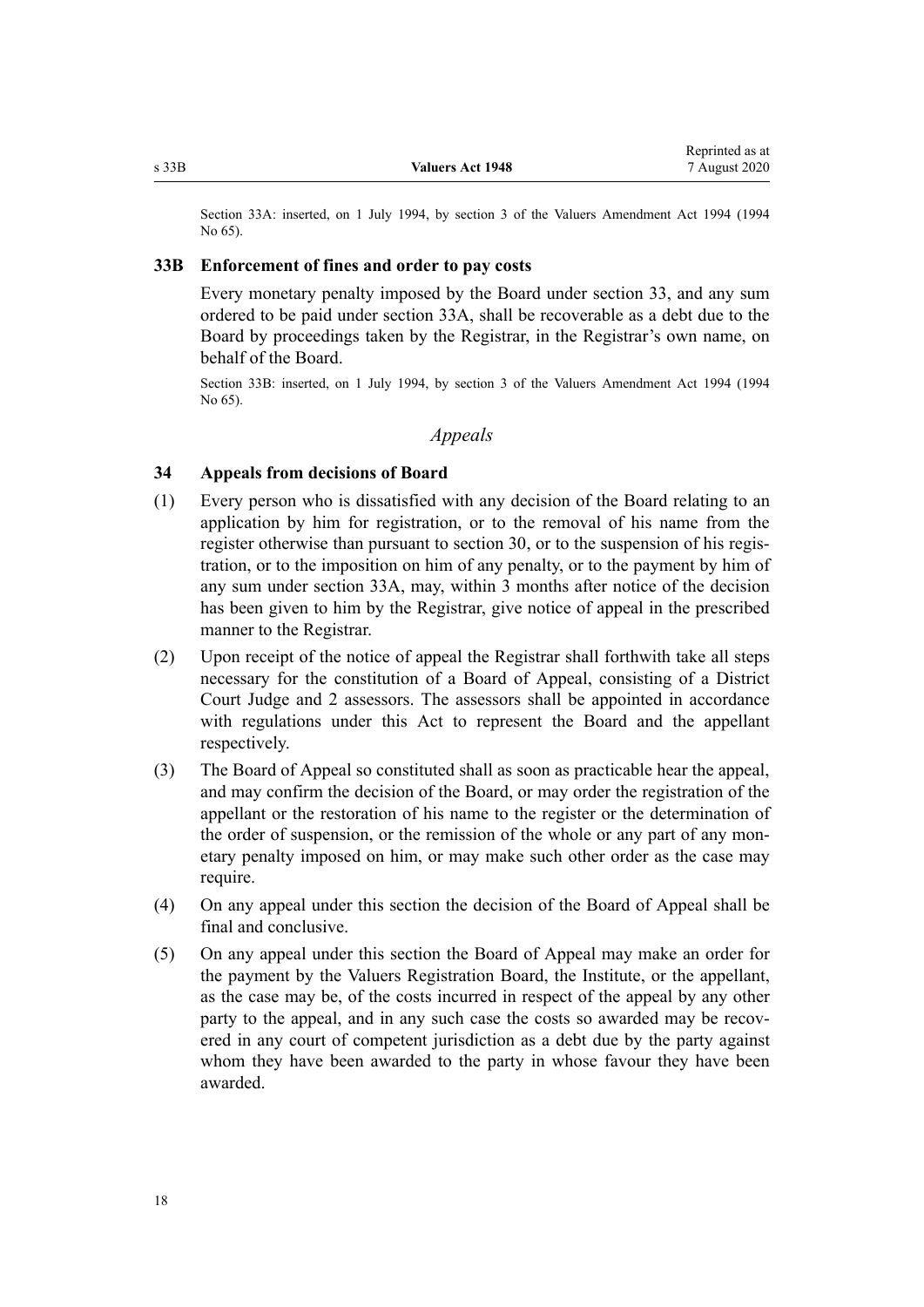Section 33A: inserted, on 1 July 1994, by section 3 of the Valuers Amendment Act 1994 (1994 No 65).

### 33B Enforcement of fines and order to pay costs

Every monetary penalty imposed by the Board under section 33, and any sum ordered to be paid under section 33A, shall be recoverable as a debt due to the Board by proceedings taken by the Registrar, in the Registrar's own name, on behalf of the Board.

Section 33B: inserted, on 1 July 1994, by section 3 of the Valuers Amendment Act 1994 (1994 No 65).

## *Appeals*

### 34 Appeals from decisions of Board

(1) Every person who is dissatisfied with any decision of the Board relating to an application by him for registration, or to the removal of his name from the register otherwise than pursuant to section 30, or to the suspension of his registration, or to the imposition on him of any penalty, or to the payment by him of any sum under section 33A, may, within 3 months after notice of the decision has been given to him by the Registrar, give notice of appeal in the prescribed manner to the Registrar.

(2) Upon receipt of the notice of appeal the Registrar shall forthwith take all steps necessary for the constitution of a Board of Appeal, consisting of a District Court Judge and 2 assessors. The assessors shall be appointed in accordance with regulations under this Act to represent the Board and the appellant respectively.

(3) The Board of Appeal so constituted shall as soon as practicable hear the appeal, and may confirm the decision of the Board, or may order the registration of the appellant or the restoration of his name to the register or the determination of the order of suspension, or the remission of the whole or any part of any monetary penalty imposed on him, or may make such other order as the case may require.

(4) On any appeal under this section the decision of the Board of Appeal shall be final and conclusive.

(5) On any appeal under this section the Board of Appeal may make an order for the payment by the Valuers Registration Board, the Institute, or the appellant, as the case may be, of the costs incurred in respect of the appeal by any other party to the appeal, and in any such case the costs so awarded may be recovered in any court of competent jurisdiction as a debt due by the party against whom they have been awarded to the party in whose favour they have been awarded.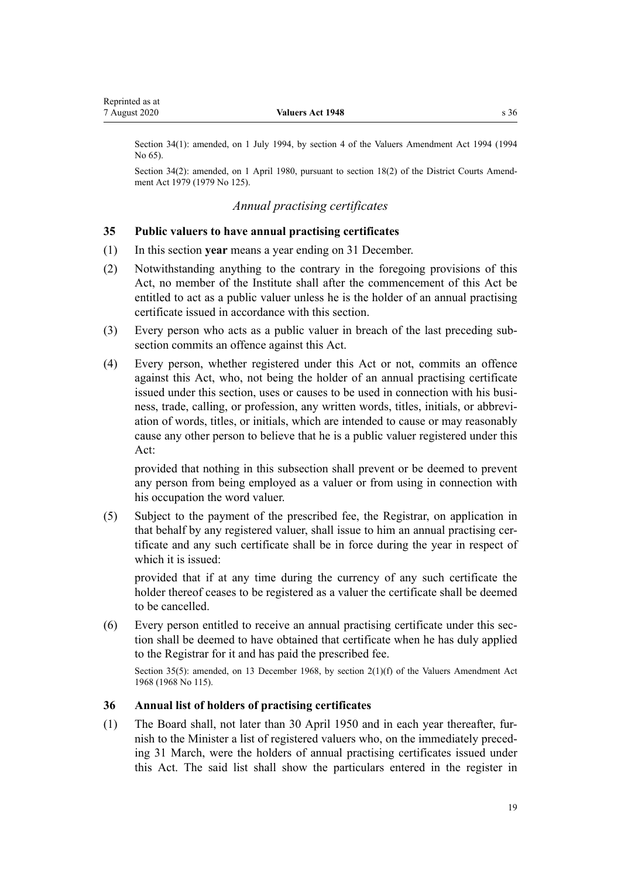Section 34(1): amended, on 1 July 1994, by section 4 of the Valuers Amendment Act 1994 (1994 No 65).

Section 34(2): amended, on 1 April 1980, pursuant to section 18(2) of the District Courts Amendment Act 1979 (1979 No 125).

### *Annual practising certificates*

### 35 Public valuers to have annual practising certificates

(1) In this section **year** means a year ending on 31 December.

(2) Notwithstanding anything to the contrary in the foregoing provisions of this Act, no member of the Institute shall after the commencement of this Act be entitled to act as a public valuer unless he is the holder of an annual practising certificate issued in accordance with this section.

(3) Every person who acts as a public valuer in breach of the last preceding subsection commits an offence against this Act.

(4) Every person, whether registered under this Act or not, commits an offence against this Act, who, not being the holder of an annual practising certificate issued under this section, uses or causes to be used in connection with his business, trade, calling, or profession, any written words, titles, initials, or abbreviation of words, titles, or initials, which are intended to cause or may reasonably cause any other person to believe that he is a public valuer registered under this Act:

provided that nothing in this subsection shall prevent or be deemed to prevent any person from being employed as a valuer or from using in connection with his occupation the word valuer.

(5) Subject to the payment of the prescribed fee, the Registrar, on application in that behalf by any registered valuer, shall issue to him an annual practising certificate and any such certificate shall be in force during the year in respect of which it is issued:

provided that if at any time during the currency of any such certificate the holder thereof ceases to be registered as a valuer the certificate shall be deemed to be cancelled.

(6) Every person entitled to receive an annual practising certificate under this section shall be deemed to have obtained that certificate when he has duly applied to the Registrar for it and has paid the prescribed fee.

Section 35(5): amended, on 13 December 1968, by section 2(1)(f) of the Valuers Amendment Act 1968 (1968 No 115).

### 36 Annual list of holders of practising certificates

(1) The Board shall, not later than 30 April 1950 and in each year thereafter, furnish to the Minister a list of registered valuers who, on the immediately preceding 31 March, were the holders of annual practising certificates issued under this Act. The said list shall show the particulars entered in the register in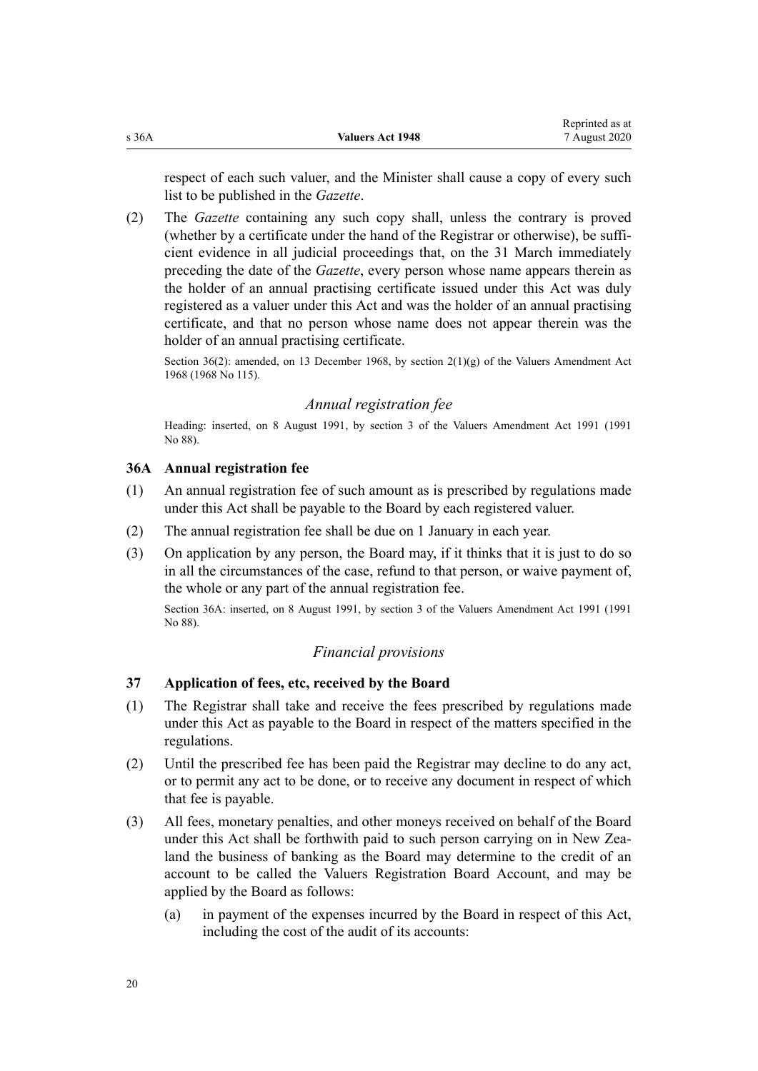respect of each such valuer, and the Minister shall cause a copy of every such list to be published in the *Gazette*.

(2) The *Gazette* containing any such copy shall, unless the contrary is proved (whether by a certificate under the hand of the Registrar or otherwise), be sufficient evidence in all judicial proceedings that, on the 31 March immediately preceding the date of the *Gazette*, every person whose name appears therein as the holder of an annual practising certificate issued under this Act was duly registered as a valuer under this Act and was the holder of an annual practising certificate, and that no person whose name does not appear therein was the holder of an annual practising certificate.

Section 36(2): amended, on 13 December 1968, by section 2(1)(g) of the Valuers Amendment Act 1968 (1968 No 115).

### *Annual registration fee*

Heading: inserted, on 8 August 1991, by section 3 of the Valuers Amendment Act 1991 (1991 No 88).

#### 36A Annual registration fee

(1) An annual registration fee of such amount as is prescribed by regulations made under this Act shall be payable to the Board by each registered valuer.

(2) The annual registration fee shall be due on 1 January in each year.

(3) On application by any person, the Board may, if it thinks that it is just to do so in all the circumstances of the case, refund to that person, or waive payment of, the whole or any part of the annual registration fee.

Section 36A: inserted, on 8 August 1991, by section 3 of the Valuers Amendment Act 1991 (1991 No 88).

### *Financial provisions*

#### 37 Application of fees, etc, received by the Board

(1) The Registrar shall take and receive the fees prescribed by regulations made under this Act as payable to the Board in respect of the matters specified in the regulations.

(2) Until the prescribed fee has been paid the Registrar may decline to do any act, or to permit any act to be done, or to receive any document in respect of which that fee is payable.

(3) All fees, monetary penalties, and other moneys received on behalf of the Board under this Act shall be forthwith paid to such person carrying on in New Zealand the business of banking as the Board may determine to the credit of an account to be called the Valuers Registration Board Account, and may be applied by the Board as follows:

   (a) in payment of the expenses incurred by the Board in respect of this Act, including the cost of the audit of its accounts: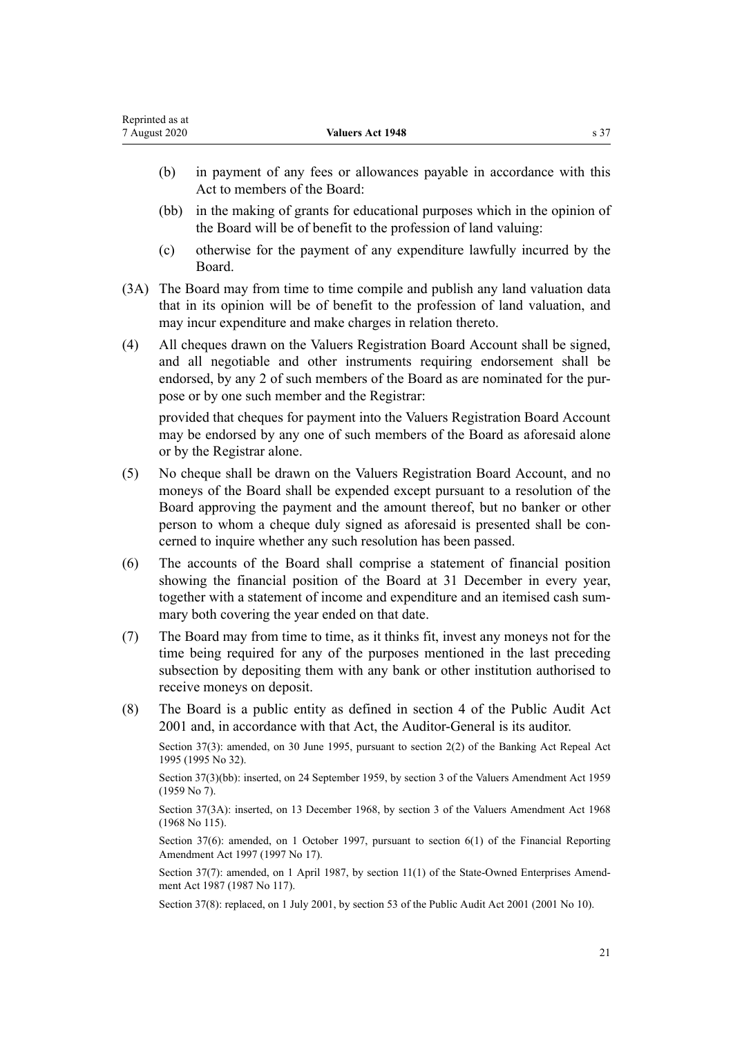(b) in payment of any fees or allowances payable in accordance with this Act to members of the Board:

(bb) in the making of grants for educational purposes which in the opinion of the Board will be of benefit to the profession of land valuing:

(c) otherwise for the payment of any expenditure lawfully incurred by the Board.

(3A) The Board may from time to time compile and publish any land valuation data that in its opinion will be of benefit to the profession of land valuation, and may incur expenditure and make charges in relation thereto.

(4) All cheques drawn on the Valuers Registration Board Account shall be signed, and all negotiable and other instruments requiring endorsement shall be endorsed, by any 2 of such members of the Board as are nominated for the purpose or by one such member and the Registrar:

provided that cheques for payment into the Valuers Registration Board Account may be endorsed by any one of such members of the Board as aforesaid alone or by the Registrar alone.

(5) No cheque shall be drawn on the Valuers Registration Board Account, and no moneys of the Board shall be expended except pursuant to a resolution of the Board approving the payment and the amount thereof, but no banker or other person to whom a cheque duly signed as aforesaid is presented shall be concerned to inquire whether any such resolution has been passed.

(6) The accounts of the Board shall comprise a statement of financial position showing the financial position of the Board at 31 December in every year, together with a statement of income and expenditure and an itemised cash summary both covering the year ended on that date.

(7) The Board may from time to time, as it thinks fit, invest any moneys not for the time being required for any of the purposes mentioned in the last preceding subsection by depositing them with any bank or other institution authorised to receive moneys on deposit.

(8) The Board is a public entity as defined in section 4 of the Public Audit Act 2001 and, in accordance with that Act, the Auditor-General is its auditor.

Section 37(3): amended, on 30 June 1995, pursuant to section 2(2) of the Banking Act Repeal Act 1995 (1995 No 32).

Section 37(3)(bb): inserted, on 24 September 1959, by section 3 of the Valuers Amendment Act 1959 (1959 No 7).

Section 37(3A): inserted, on 13 December 1968, by section 3 of the Valuers Amendment Act 1968 (1968 No 115).

Section 37(6): amended, on 1 October 1997, pursuant to section 6(1) of the Financial Reporting Amendment Act 1997 (1997 No 17).

Section 37(7): amended, on 1 April 1987, by section 11(1) of the State-Owned Enterprises Amendment Act 1987 (1987 No 117).

Section 37(8): replaced, on 1 July 2001, by section 53 of the Public Audit Act 2001 (2001 No 10).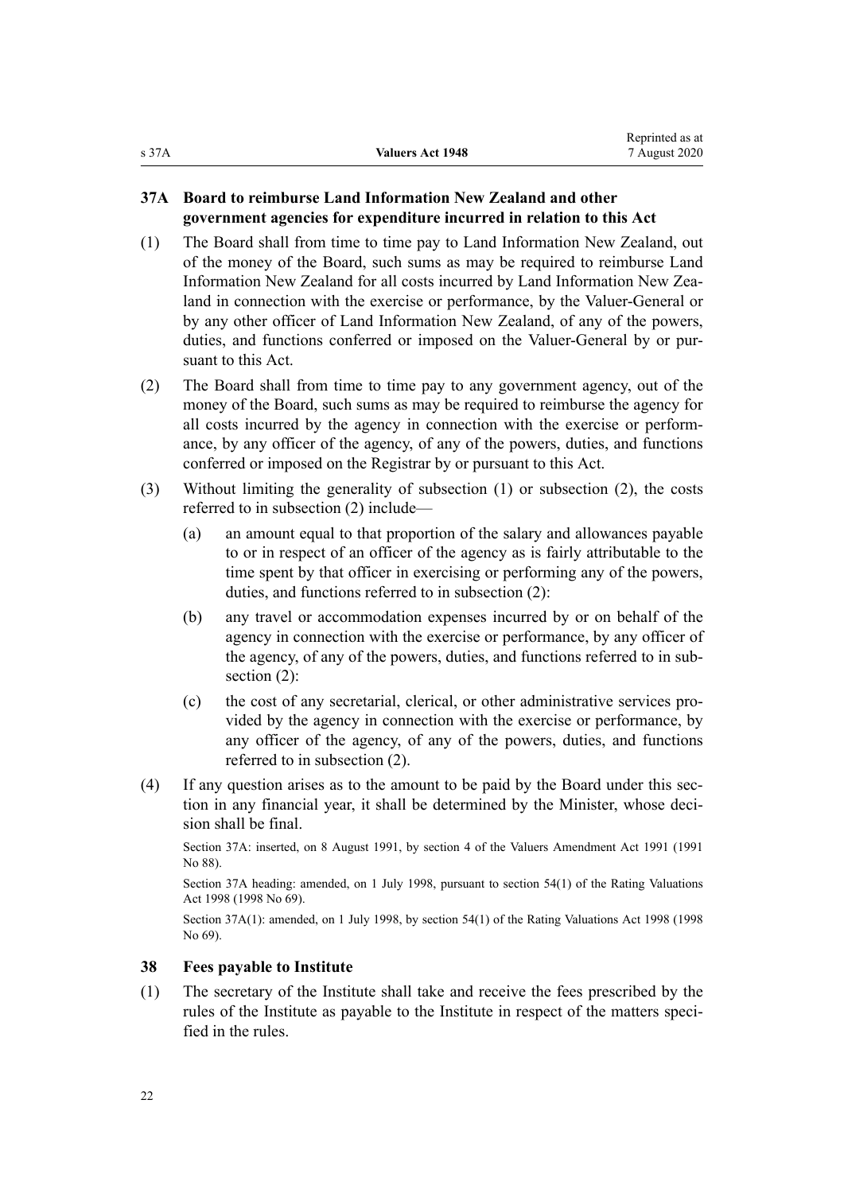### 37A Board to reimburse Land Information New Zealand and other government agencies for expenditure incurred in relation to this Act

(1) The Board shall from time to time pay to Land Information New Zealand, out of the money of the Board, such sums as may be required to reimburse Land Information New Zealand for all costs incurred by Land Information New Zealand in connection with the exercise or performance, by the Valuer-General or by any other officer of Land Information New Zealand, of any of the powers, duties, and functions conferred or imposed on the Valuer-General by or pursuant to this Act.

(2) The Board shall from time to time pay to any government agency, out of the money of the Board, such sums as may be required to reimburse the agency for all costs incurred by the agency in connection with the exercise or performance, by any officer of the agency, of any of the powers, duties, and functions conferred or imposed on the Registrar by or pursuant to this Act.

(3) Without limiting the generality of subsection (1) or subsection (2), the costs referred to in subsection (2) include—

(a) an amount equal to that proportion of the salary and allowances payable to or in respect of an officer of the agency as is fairly attributable to the time spent by that officer in exercising or performing any of the powers, duties, and functions referred to in subsection (2):

(b) any travel or accommodation expenses incurred by or on behalf of the agency in connection with the exercise or performance, by any officer of the agency, of any of the powers, duties, and functions referred to in subsection (2):

(c) the cost of any secretarial, clerical, or other administrative services provided by the agency in connection with the exercise or performance, by any officer of the agency, of any of the powers, duties, and functions referred to in subsection (2).

(4) If any question arises as to the amount to be paid by the Board under this section in any financial year, it shall be determined by the Minister, whose decision shall be final.

Section 37A: inserted, on 8 August 1991, by section 4 of the Valuers Amendment Act 1991 (1991 No 88).

Section 37A heading: amended, on 1 July 1998, pursuant to section 54(1) of the Rating Valuations Act 1998 (1998 No 69).

Section 37A(1): amended, on 1 July 1998, by section 54(1) of the Rating Valuations Act 1998 (1998 No 69).

### 38 Fees payable to Institute

(1) The secretary of the Institute shall take and receive the fees prescribed by the rules of the Institute as payable to the Institute in respect of the matters specified in the rules.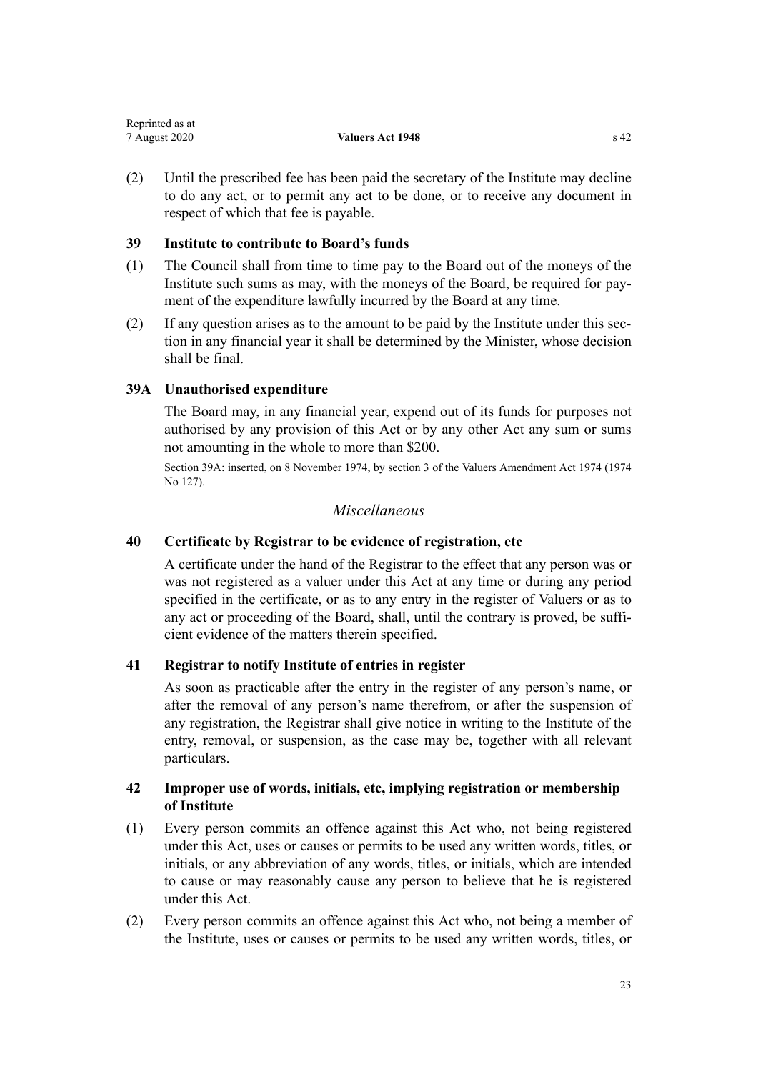(2) Until the prescribed fee has been paid the secretary of the Institute may decline to do any act, or to permit any act to be done, or to receive any document in respect of which that fee is payable.

### 39 Institute to contribute to Board's funds

(1) The Council shall from time to time pay to the Board out of the moneys of the Institute such sums as may, with the moneys of the Board, be required for payment of the expenditure lawfully incurred by the Board at any time.

(2) If any question arises as to the amount to be paid by the Institute under this section in any financial year it shall be determined by the Minister, whose decision shall be final.

### 39A Unauthorised expenditure

The Board may, in any financial year, expend out of its funds for purposes not authorised by any provision of this Act or by any other Act any sum or sums not amounting in the whole to more than $200.

Section 39A: inserted, on 8 November 1974, by section 3 of the Valuers Amendment Act 1974 (1974 No 127).

## *Miscellaneous*

### 40 Certificate by Registrar to be evidence of registration, etc

A certificate under the hand of the Registrar to the effect that any person was or was not registered as a valuer under this Act at any time or during any period specified in the certificate, or as to any entry in the register of Valuers or as to any act or proceeding of the Board, shall, until the contrary is proved, be sufficient evidence of the matters therein specified.

### 41 Registrar to notify Institute of entries in register

As soon as practicable after the entry in the register of any person's name, or after the removal of any person's name therefrom, or after the suspension of any registration, the Registrar shall give notice in writing to the Institute of the entry, removal, or suspension, as the case may be, together with all relevant particulars.

### 42 Improper use of words, initials, etc, implying registration or membership of Institute

(1) Every person commits an offence against this Act who, not being registered under this Act, uses or causes or permits to be used any written words, titles, or initials, or any abbreviation of any words, titles, or initials, which are intended to cause or may reasonably cause any person to believe that he is registered under this Act.

(2) Every person commits an offence against this Act who, not being a member of the Institute, uses or causes or permits to be used any written words, titles, or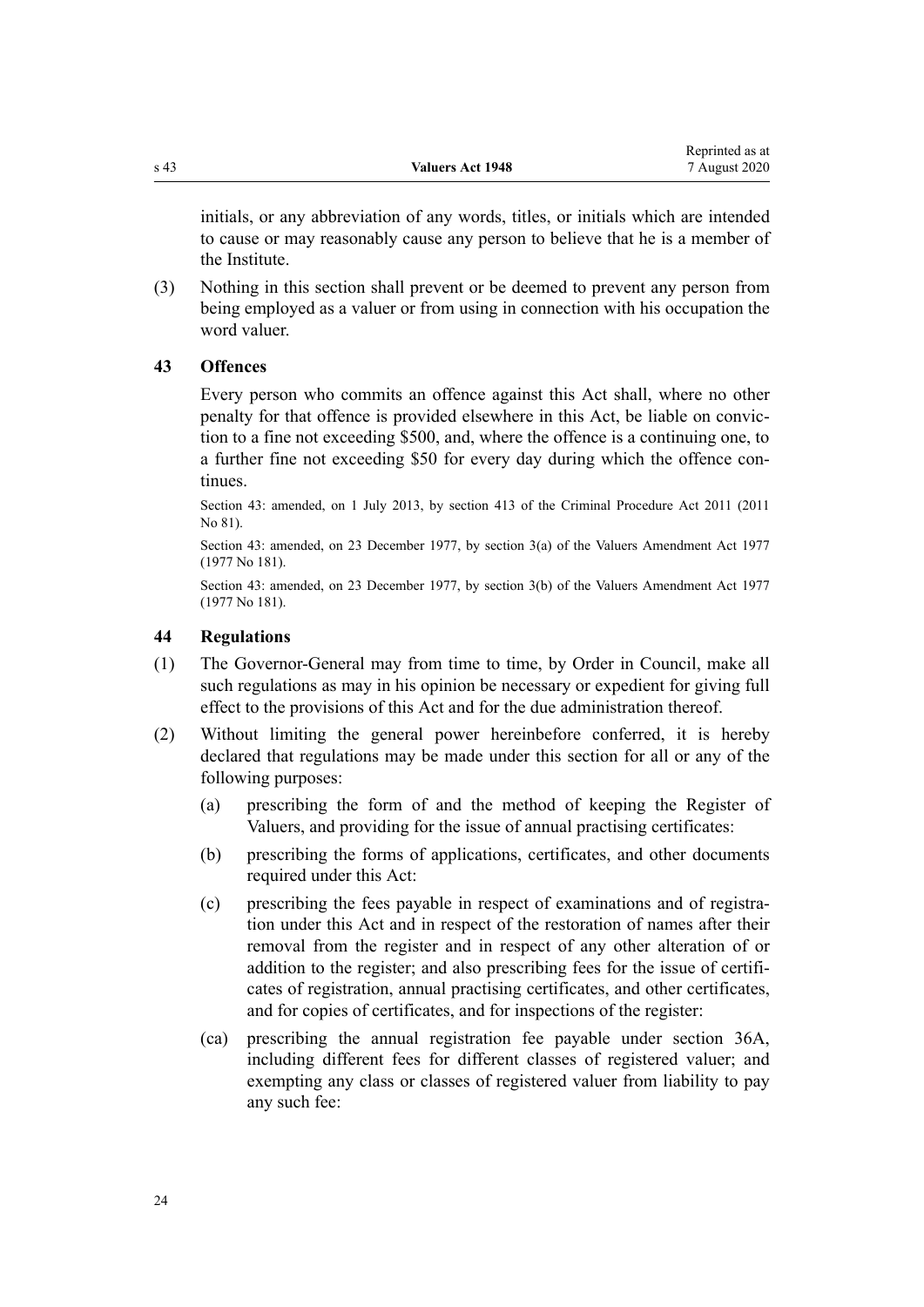initials, or any abbreviation of any words, titles, or initials which are intended to cause or may reasonably cause any person to believe that he is a member of the Institute.

(3) Nothing in this section shall prevent or be deemed to prevent any person from being employed as a valuer or from using in connection with his occupation the word valuer.

### 43 Offences

Every person who commits an offence against this Act shall, where no other penalty for that offence is provided elsewhere in this Act, be liable on conviction to a fine not exceeding $500, and, where the offence is a continuing one, to a further fine not exceeding $50 for every day during which the offence continues.

Section 43: amended, on 1 July 2013, by section 413 of the Criminal Procedure Act 2011 (2011 No 81).

Section 43: amended, on 23 December 1977, by section 3(a) of the Valuers Amendment Act 1977 (1977 No 181).

Section 43: amended, on 23 December 1977, by section 3(b) of the Valuers Amendment Act 1977 (1977 No 181).

### 44 Regulations

(1) The Governor-General may from time to time, by Order in Council, make all such regulations as may in his opinion be necessary or expedient for giving full effect to the provisions of this Act and for the due administration thereof.

(2) Without limiting the general power hereinbefore conferred, it is hereby declared that regulations may be made under this section for all or any of the following purposes:

- (a) prescribing the form of and the method of keeping the Register of Valuers, and providing for the issue of annual practising certificates:
- (b) prescribing the forms of applications, certificates, and other documents required under this Act:
- (c) prescribing the fees payable in respect of examinations and of registration under this Act and in respect of the restoration of names after their removal from the register and in respect of any other alteration of or addition to the register; and also prescribing fees for the issue of certificates of registration, annual practising certificates, and other certificates, and for copies of certificates, and for inspections of the register:
- (ca) prescribing the annual registration fee payable under section 36A, including different fees for different classes of registered valuer; and exempting any class or classes of registered valuer from liability to pay any such fee: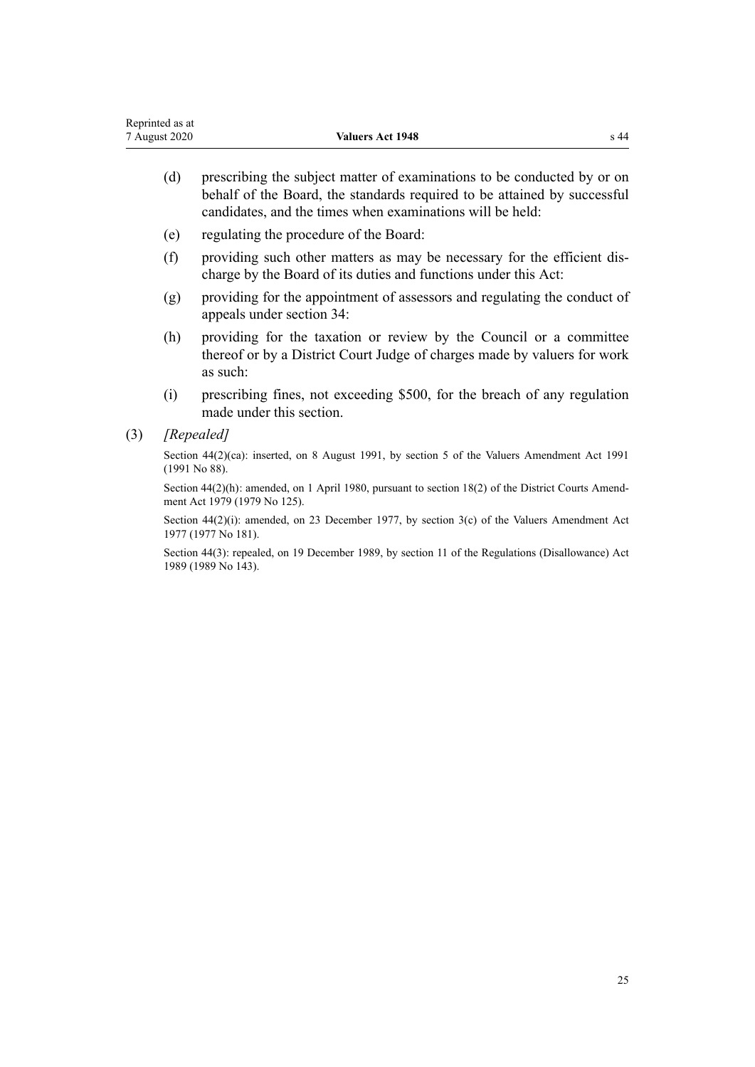(d) prescribing the subject matter of examinations to be conducted by or on behalf of the Board, the standards required to be attained by successful candidates, and the times when examinations will be held:

(e) regulating the procedure of the Board:

(f) providing such other matters as may be necessary for the efficient discharge by the Board of its duties and functions under this Act:

(g) providing for the appointment of assessors and regulating the conduct of appeals under section 34:

(h) providing for the taxation or review by the Council or a committee thereof or by a District Court Judge of charges made by valuers for work as such:

(i) prescribing fines, not exceeding $500, for the breach of any regulation made under this section.

(3) *[Repealed]*

Section 44(2)(ca): inserted, on 8 August 1991, by section 5 of the Valuers Amendment Act 1991 (1991 No 88).

Section 44(2)(h): amended, on 1 April 1980, pursuant to section 18(2) of the District Courts Amendment Act 1979 (1979 No 125).

Section 44(2)(i): amended, on 23 December 1977, by section 3(c) of the Valuers Amendment Act 1977 (1977 No 181).

Section 44(3): repealed, on 19 December 1989, by section 11 of the Regulations (Disallowance) Act 1989 (1989 No 143).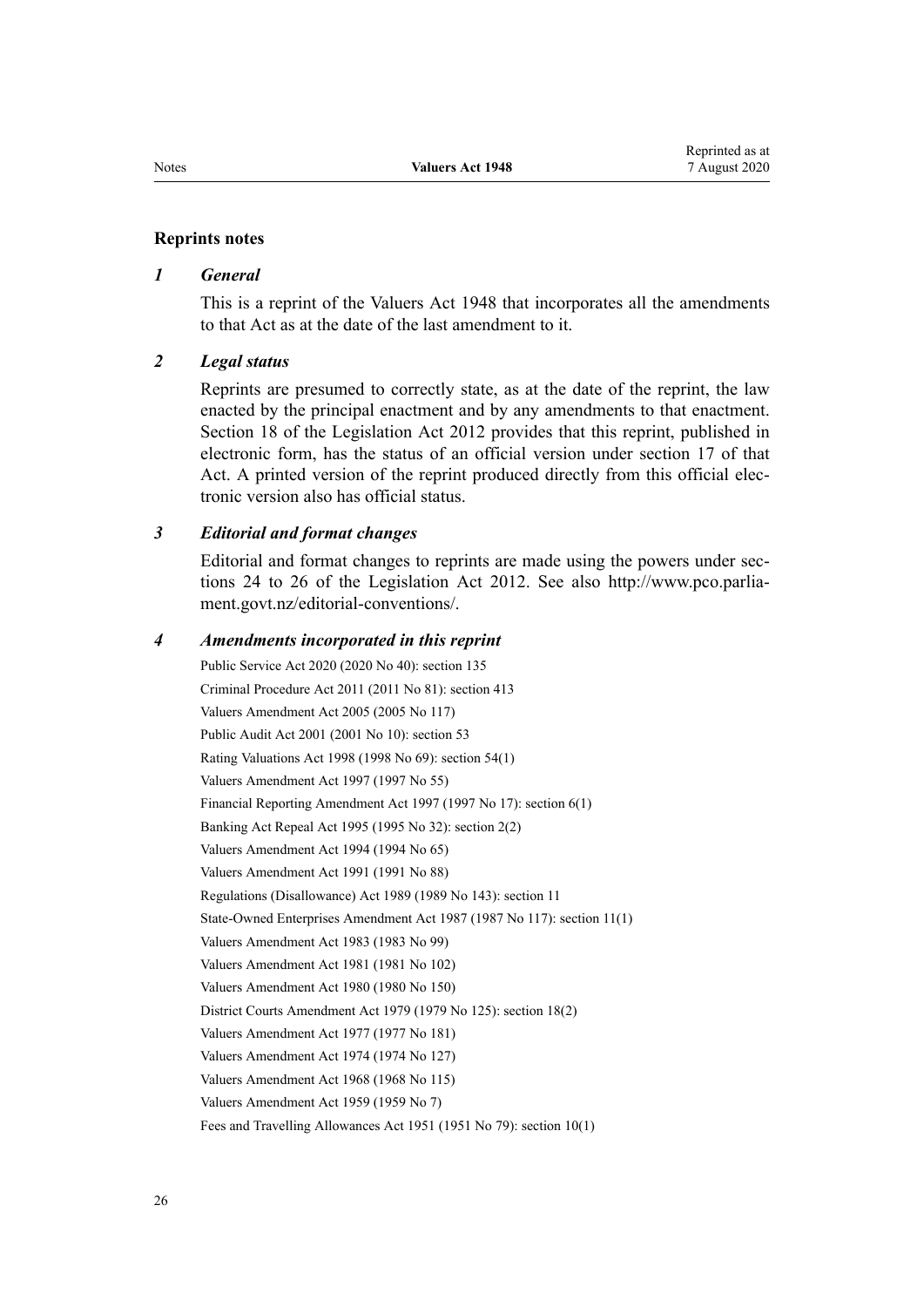## Reprints notes

### *1 General*

This is a reprint of the Valuers Act 1948 that incorporates all the amendments to that Act as at the date of the last amendment to it.

### *2 Legal status*

Reprints are presumed to correctly state, as at the date of the reprint, the law enacted by the principal enactment and by any amendments to that enactment. Section 18 of the Legislation Act 2012 provides that this reprint, published in electronic form, has the status of an official version under section 17 of that Act. A printed version of the reprint produced directly from this official electronic version also has official status.

### *3 Editorial and format changes*

Editorial and format changes to reprints are made using the powers under sections 24 to 26 of the Legislation Act 2012. See also http://www.pco.parliament.govt.nz/editorial-conventions/.

### *4 Amendments incorporated in this reprint*

Public Service Act 2020 (2020 No 40): section 135

Criminal Procedure Act 2011 (2011 No 81): section 413

Valuers Amendment Act 2005 (2005 No 117)

Public Audit Act 2001 (2001 No 10): section 53

Rating Valuations Act 1998 (1998 No 69): section 54(1)

Valuers Amendment Act 1997 (1997 No 55)

Financial Reporting Amendment Act 1997 (1997 No 17): section 6(1)

Banking Act Repeal Act 1995 (1995 No 32): section 2(2)

Valuers Amendment Act 1994 (1994 No 65)

Valuers Amendment Act 1991 (1991 No 88)

Regulations (Disallowance) Act 1989 (1989 No 143): section 11

State-Owned Enterprises Amendment Act 1987 (1987 No 117): section 11(1)

Valuers Amendment Act 1983 (1983 No 99)

Valuers Amendment Act 1981 (1981 No 102)

Valuers Amendment Act 1980 (1980 No 150)

District Courts Amendment Act 1979 (1979 No 125): section 18(2)

Valuers Amendment Act 1977 (1977 No 181)

Valuers Amendment Act 1974 (1974 No 127)

Valuers Amendment Act 1968 (1968 No 115)

Valuers Amendment Act 1959 (1959 No 7)

Fees and Travelling Allowances Act 1951 (1951 No 79): section 10(1)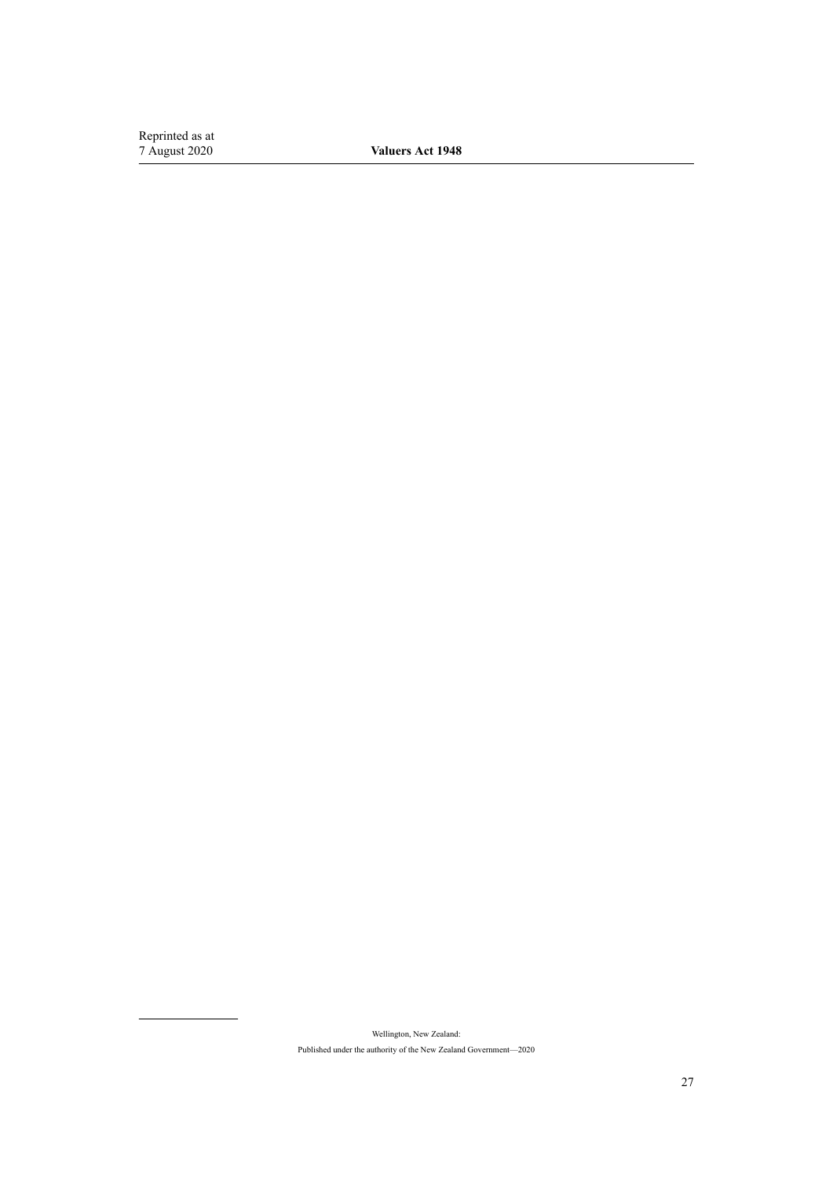Wellington, New Zealand:

Published under the authority of the New Zealand Government—2020